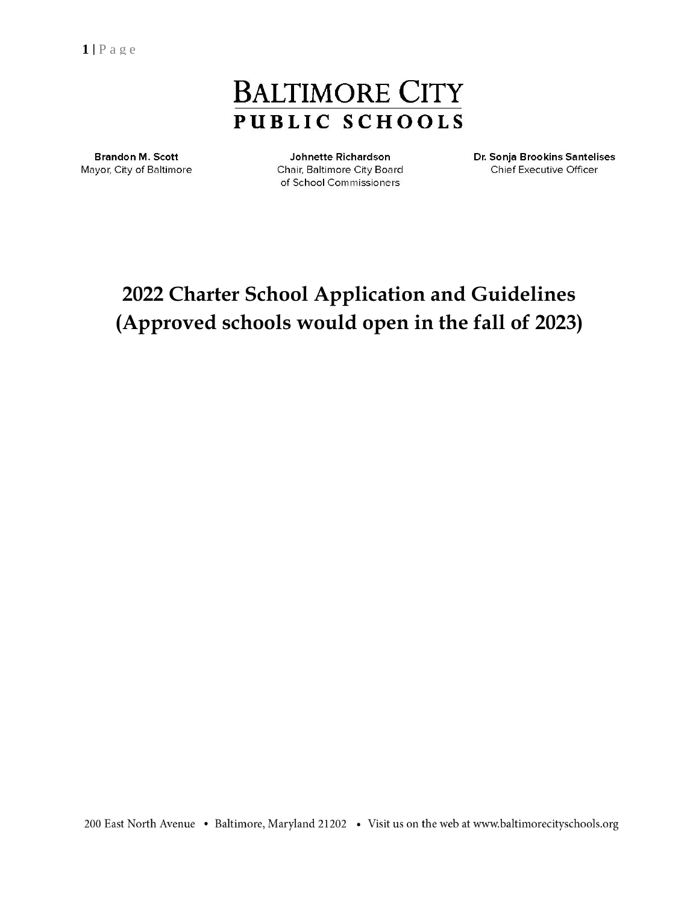BALTIMORE CITY
PUBLIC SCHOOLS

**Brandon M. Scott**
Mayor, City of Baltimore

**Johnette Richardson**
Chair, Baltimore City Board of School Commissioners

**Dr. Sonja Brookins Santelises**
Chief Executive Officer

# 2022 Charter School Application and Guidelines (Approved schools would open in the fall of 2023)

200 East North Avenue • Baltimore, Maryland 21202 • Visit us on the web at www.baltimorecityschools.org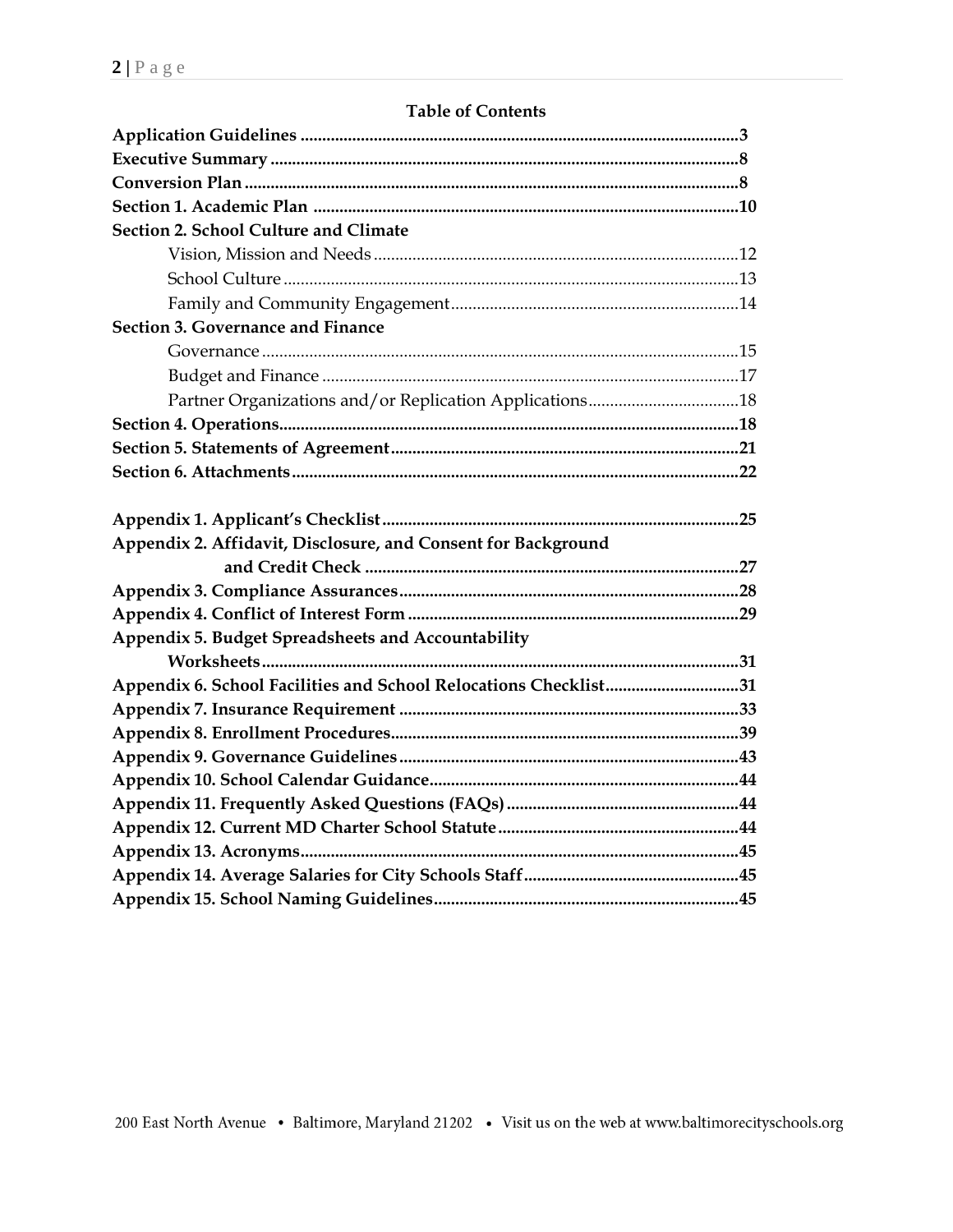## Table of Contents

**Application Guidelines** ....................................................................................................**3**
**Executive Summary** ............................................................................................................**8**
**Conversion Plan** ..................................................................................................................**8**
**Section 1. Academic Plan** ..................................................................................................**10**
**Section 2. School Culture and Climate**
- Vision, Mission and Needs ....................................................................................12
- School Culture ........................................................................................................13
- Family and Community Engagement..................................................................14

**Section 3. Governance and Finance**
- Governance ..............................................................................................................15
- Budget and Finance ................................................................................................17
- Partner Organizations and/or Replication Applications..................................18

**Section 4. Operations**..........................................................................................................**18**
**Section 5. Statements of Agreement**................................................................................**21**
**Section 6. Attachments**......................................................................................................**22**

**Appendix 1. Applicant's Checklist**..................................................................................**25**
**Appendix 2. Affidavit, Disclosure, and Consent for Background and Credit Check** ......................................................................................**27**
**Appendix 3. Compliance Assurances**..............................................................................**28**
**Appendix 4. Conflict of Interest Form**............................................................................**29**
**Appendix 5. Budget Spreadsheets and Accountability Worksheets**..............................................................................................................**31**
**Appendix 6. School Facilities and School Relocations Checklist**..............................**31**
**Appendix 7. Insurance Requirement** ..............................................................................**33**
**Appendix 8. Enrollment Procedures**................................................................................**39**
**Appendix 9. Governance Guidelines**..............................................................................**43**
**Appendix 10. School Calendar Guidance**.......................................................................**44**
**Appendix 11. Frequently Asked Questions (FAQs)**......................................................**44**
**Appendix 12. Current MD Charter School Statute**........................................................**44**
**Appendix 13. Acronyms**....................................................................................................**45**
**Appendix 14. Average Salaries for City Schools Staff**.................................................**45**
**Appendix 15. School Naming Guidelines**......................................................................**45**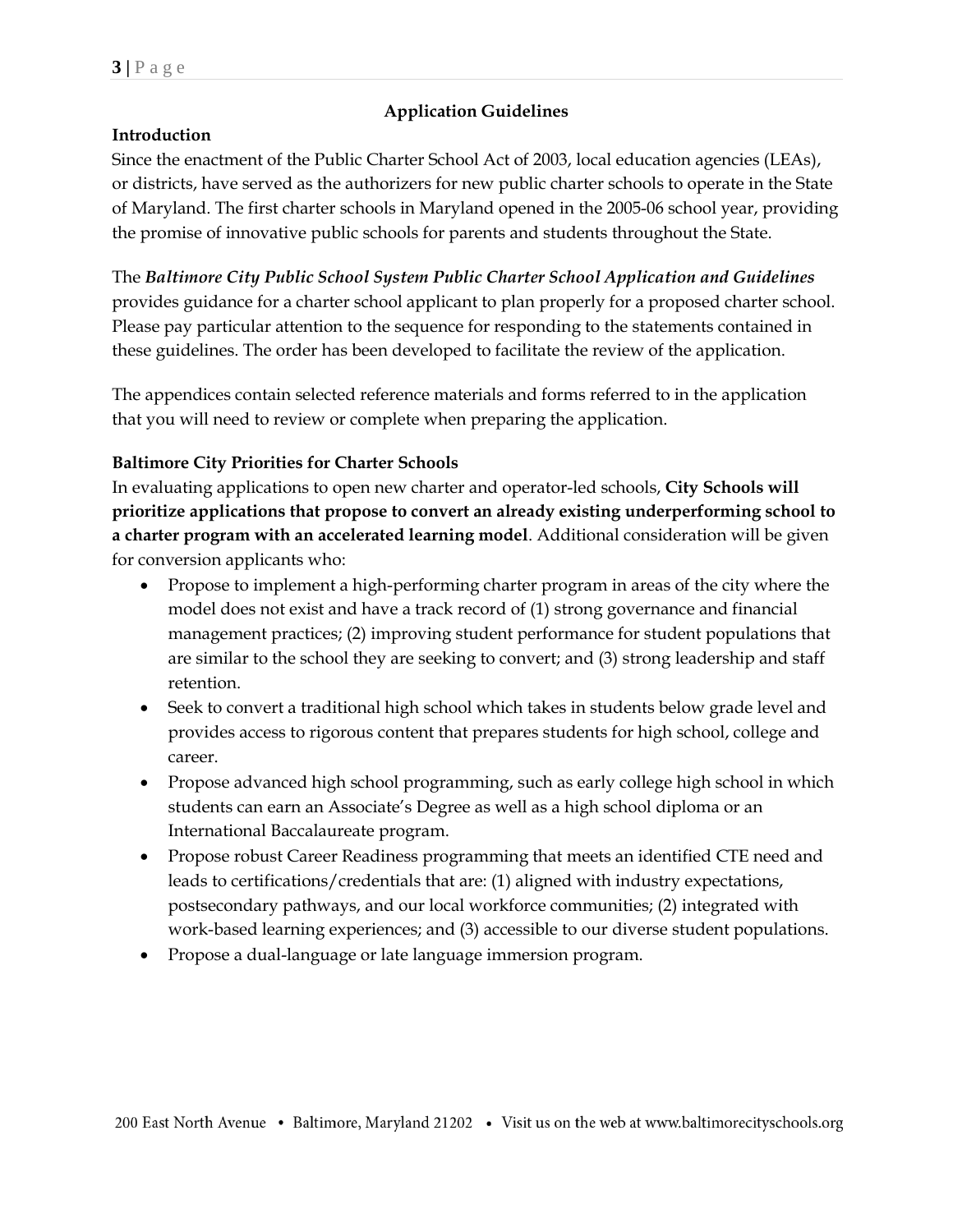## Application Guidelines

### Introduction

Since the enactment of the Public Charter School Act of 2003, local education agencies (LEAs), or districts, have served as the authorizers for new public charter schools to operate in the State of Maryland. The first charter schools in Maryland opened in the 2005-06 school year, providing the promise of innovative public schools for parents and students throughout the State.

The ***Baltimore City Public School System Public Charter School Application and Guidelines*** provides guidance for a charter school applicant to plan properly for a proposed charter school. Please pay particular attention to the sequence for responding to the statements contained in these guidelines. The order has been developed to facilitate the review of the application.

The appendices contain selected reference materials and forms referred to in the application that you will need to review or complete when preparing the application.

### Baltimore City Priorities for Charter Schools

In evaluating applications to open new charter and operator-led schools, **City Schools will prioritize applications that propose to convert an already existing underperforming school to a charter program with an accelerated learning model**. Additional consideration will be given for conversion applicants who:

- Propose to implement a high-performing charter program in areas of the city where the model does not exist and have a track record of (1) strong governance and financial management practices; (2) improving student performance for student populations that are similar to the school they are seeking to convert; and (3) strong leadership and staff retention.
- Seek to convert a traditional high school which takes in students below grade level and provides access to rigorous content that prepares students for high school, college and career.
- Propose advanced high school programming, such as early college high school in which students can earn an Associate's Degree as well as a high school diploma or an International Baccalaureate program.
- Propose robust Career Readiness programming that meets an identified CTE need and leads to certifications/credentials that are: (1) aligned with industry expectations, postsecondary pathways, and our local workforce communities; (2) integrated with work-based learning experiences; and (3) accessible to our diverse student populations.
- Propose a dual-language or late language immersion program.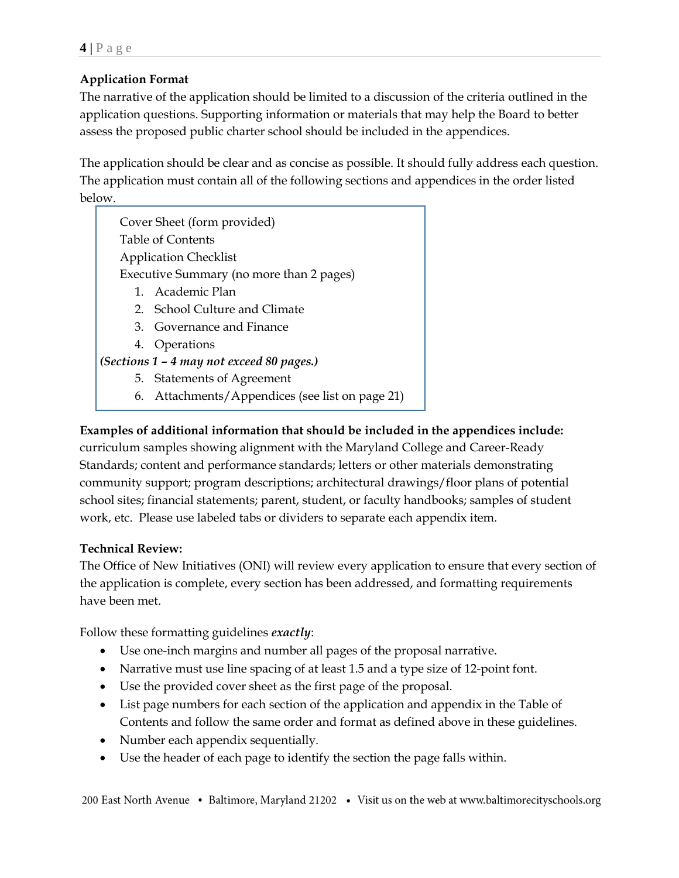**Application Format**

The narrative of the application should be limited to a discussion of the criteria outlined in the application questions. Supporting information or materials that may help the Board to better assess the proposed public charter school should be included in the appendices.

The application should be clear and as concise as possible. It should fully address each question. The application must contain all of the following sections and appendices in the order listed below.

> Cover Sheet (form provided)
> Table of Contents
> Application Checklist
> Executive Summary (no more than 2 pages)
> 1. Academic Plan
> 2. School Culture and Climate
> 3. Governance and Finance
> 4. Operations
>
> ***(Sections 1 – 4 may not exceed 80 pages.)***
>
> 5. Statements of Agreement
> 6. Attachments/Appendices (see list on page 21)

**Examples of additional information that should be included in the appendices include:** curriculum samples showing alignment with the Maryland College and Career-Ready Standards; content and performance standards; letters or other materials demonstrating community support; program descriptions; architectural drawings/floor plans of potential school sites; financial statements; parent, student, or faculty handbooks; samples of student work, etc. Please use labeled tabs or dividers to separate each appendix item.

**Technical Review:**

The Office of New Initiatives (ONI) will review every application to ensure that every section of the application is complete, every section has been addressed, and formatting requirements have been met.

Follow these formatting guidelines ***exactly***:

- Use one-inch margins and number all pages of the proposal narrative.
- Narrative must use line spacing of at least 1.5 and a type size of 12-point font.
- Use the provided cover sheet as the first page of the proposal.
- List page numbers for each section of the application and appendix in the Table of Contents and follow the same order and format as defined above in these guidelines.
- Number each appendix sequentially.
- Use the header of each page to identify the section the page falls within.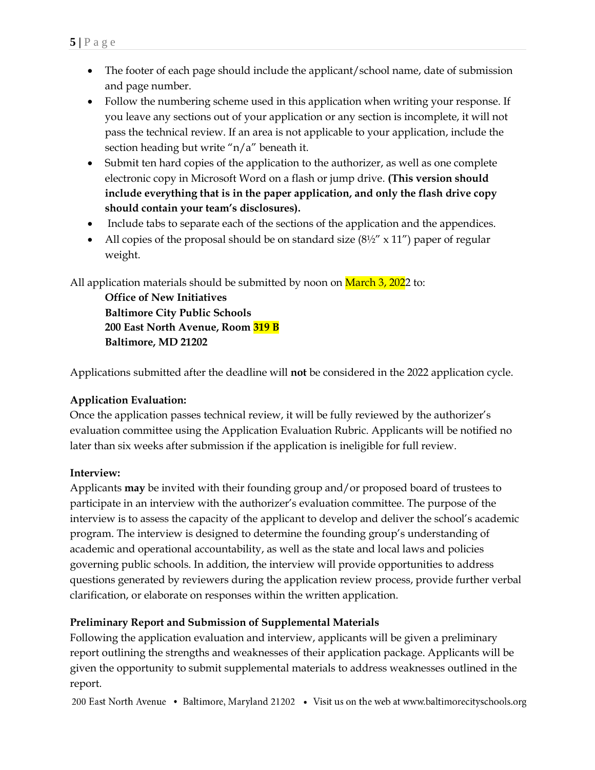- The footer of each page should include the applicant/school name, date of submission and page number.
- Follow the numbering scheme used in this application when writing your response. If you leave any sections out of your application or any section is incomplete, it will not pass the technical review. If an area is not applicable to your application, include the section heading but write "n/a" beneath it.
- Submit ten hard copies of the application to the authorizer, as well as one complete electronic copy in Microsoft Word on a flash or jump drive. **(This version should include everything that is in the paper application, and only the flash drive copy should contain your team's disclosures).**
- Include tabs to separate each of the sections of the application and the appendices.
- All copies of the proposal should be on standard size (8½" x 11") paper of regular weight.

All application materials should be submitted by noon on March 3, 2022 to:

> **Office of New Initiatives**
> **Baltimore City Public Schools**
> **200 East North Avenue, Room 319 B**
> **Baltimore, MD 21202**

Applications submitted after the deadline will **not** be considered in the 2022 application cycle.

**Application Evaluation:**
Once the application passes technical review, it will be fully reviewed by the authorizer's evaluation committee using the Application Evaluation Rubric. Applicants will be notified no later than six weeks after submission if the application is ineligible for full review.

**Interview:**
Applicants **may** be invited with their founding group and/or proposed board of trustees to participate in an interview with the authorizer's evaluation committee. The purpose of the interview is to assess the capacity of the applicant to develop and deliver the school's academic program. The interview is designed to determine the founding group's understanding of academic and operational accountability, as well as the state and local laws and policies governing public schools. In addition, the interview will provide opportunities to address questions generated by reviewers during the application review process, provide further verbal clarification, or elaborate on responses within the written application.

**Preliminary Report and Submission of Supplemental Materials**
Following the application evaluation and interview, applicants will be given a preliminary report outlining the strengths and weaknesses of their application package. Applicants will be given the opportunity to submit supplemental materials to address weaknesses outlined in the report.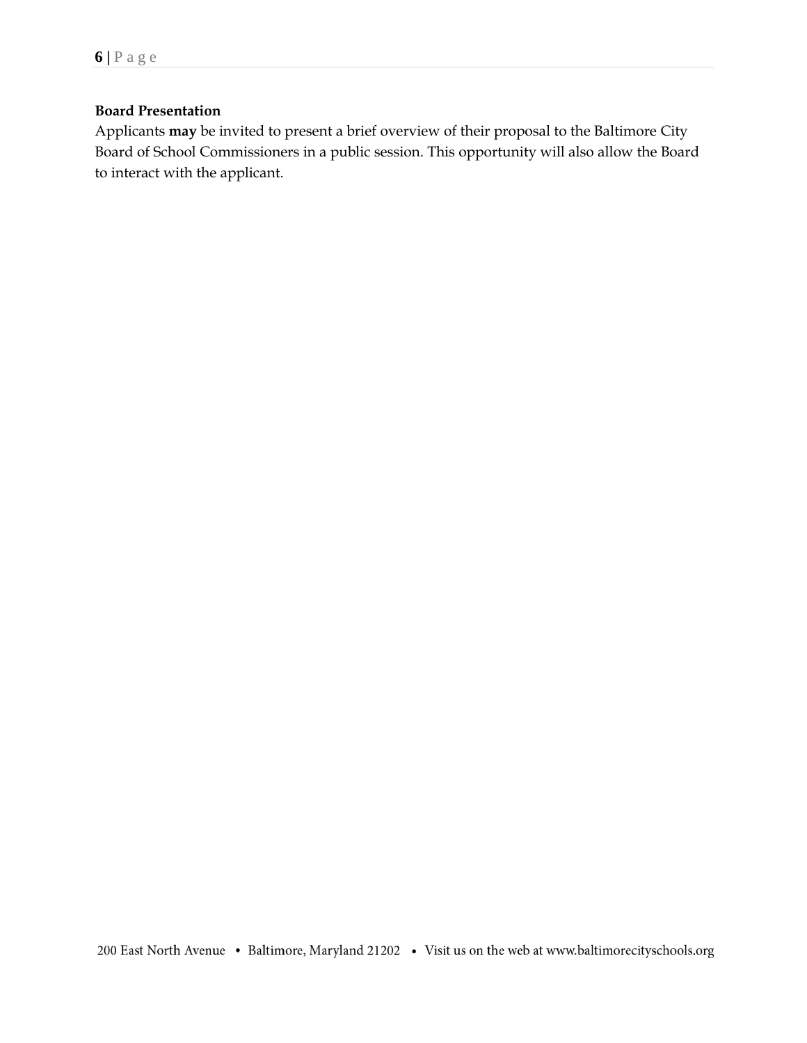**Board Presentation**

Applicants **may** be invited to present a brief overview of their proposal to the Baltimore City Board of School Commissioners in a public session. This opportunity will also allow the Board to interact with the applicant.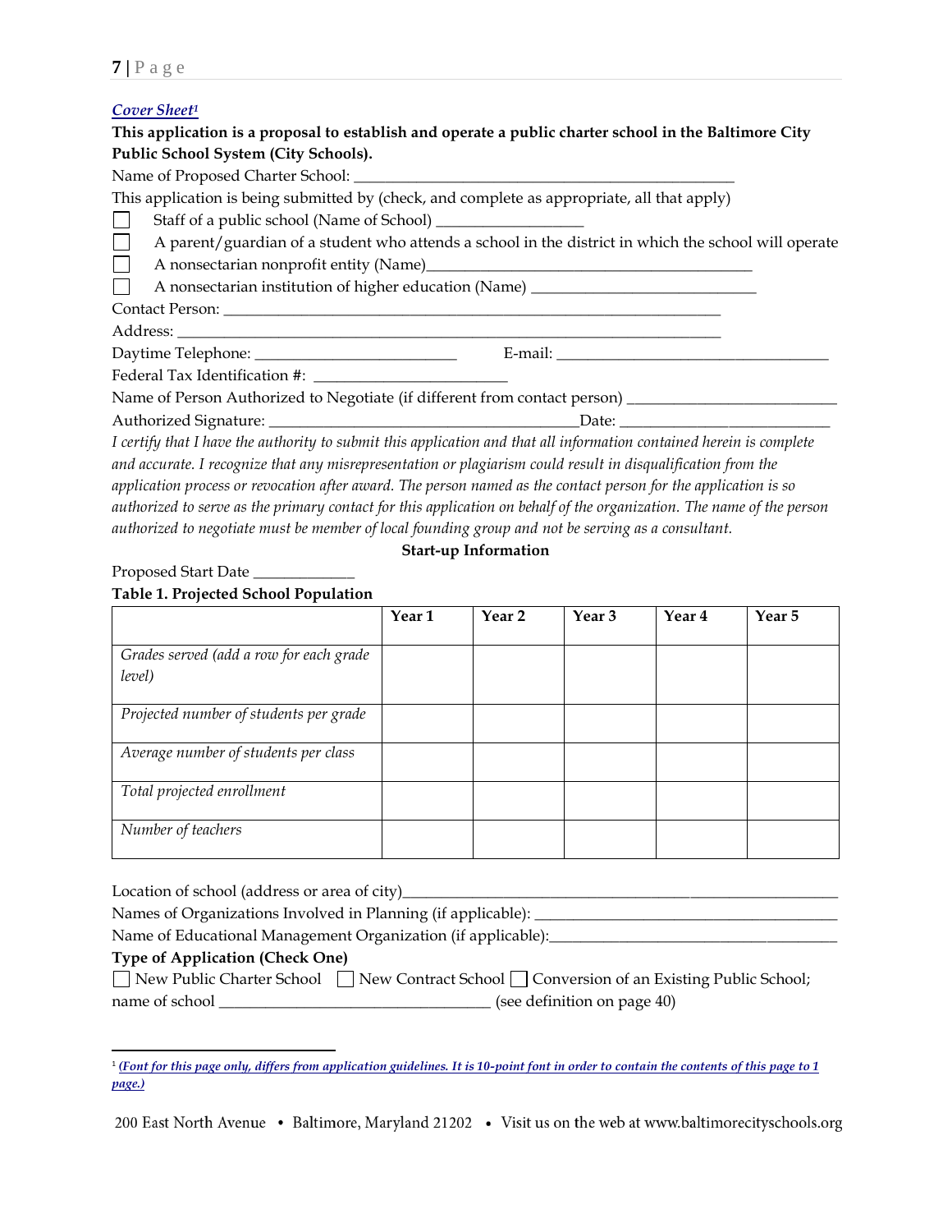## *Cover Sheet*[1]

**This application is a proposal to establish and operate a public charter school in the Baltimore City Public School System (City Schools).**

Name of Proposed Charter School: ___________________________________________________

This application is being submitted by (check, and complete as appropriate, all that apply)

☐ Staff of a public school (Name of School) __________________

☐ A parent/guardian of a student who attends a school in the district in which the school will operate

☐ A nonsectarian nonprofit entity (Name)_________________________________________

☐ A nonsectarian institution of higher education (Name) ____________________________

Contact Person: _______________________________________________________________

Address: _____________________________________________________________________

Daytime Telephone: _________________________ E-mail: __________________________________

Federal Tax Identification #: ________________________

Name of Person Authorized to Negotiate (if different from contact person) __________________________

Authorized Signature: ______________________________________Date: ____________________________

*I certify that I have the authority to submit this application and that all information contained herein is complete and accurate. I recognize that any misrepresentation or plagiarism could result in disqualification from the application process or revocation after award. The person named as the contact person for the application is so authorized to serve as the primary contact for this application on behalf of the organization. The name of the person authorized to negotiate must be member of local founding group and not be serving as a consultant.*

**Start-up Information**

Proposed Start Date _____________

**Table 1. Projected School Population**

| | Year 1 | Year 2 | Year 3 | Year 4 | Year 5 |
|---|---|---|---|---|---|
| *Grades served (add a row for each grade level)* | | | | | |
| *Projected number of students per grade* | | | | | |
| *Average number of students per class* | | | | | |
| *Total projected enrollment* | | | | | |
| *Number of teachers* | | | | | |

Location of school (address or area of city)_________________________________________________________

Names of Organizations Involved in Planning (if applicable): ______________________________________

Name of Educational Management Organization (if applicable):____________________________________

**Type of Application (Check One)**

☐ New Public Charter School ☐ New Contract School ☐ Conversion of an Existing Public School; name of school __________________________________ (see definition on page 40)

---

[1] ***(Font for this page only, differs from application guidelines. It is 10-point font in order to contain the contents of this page to 1 page.)***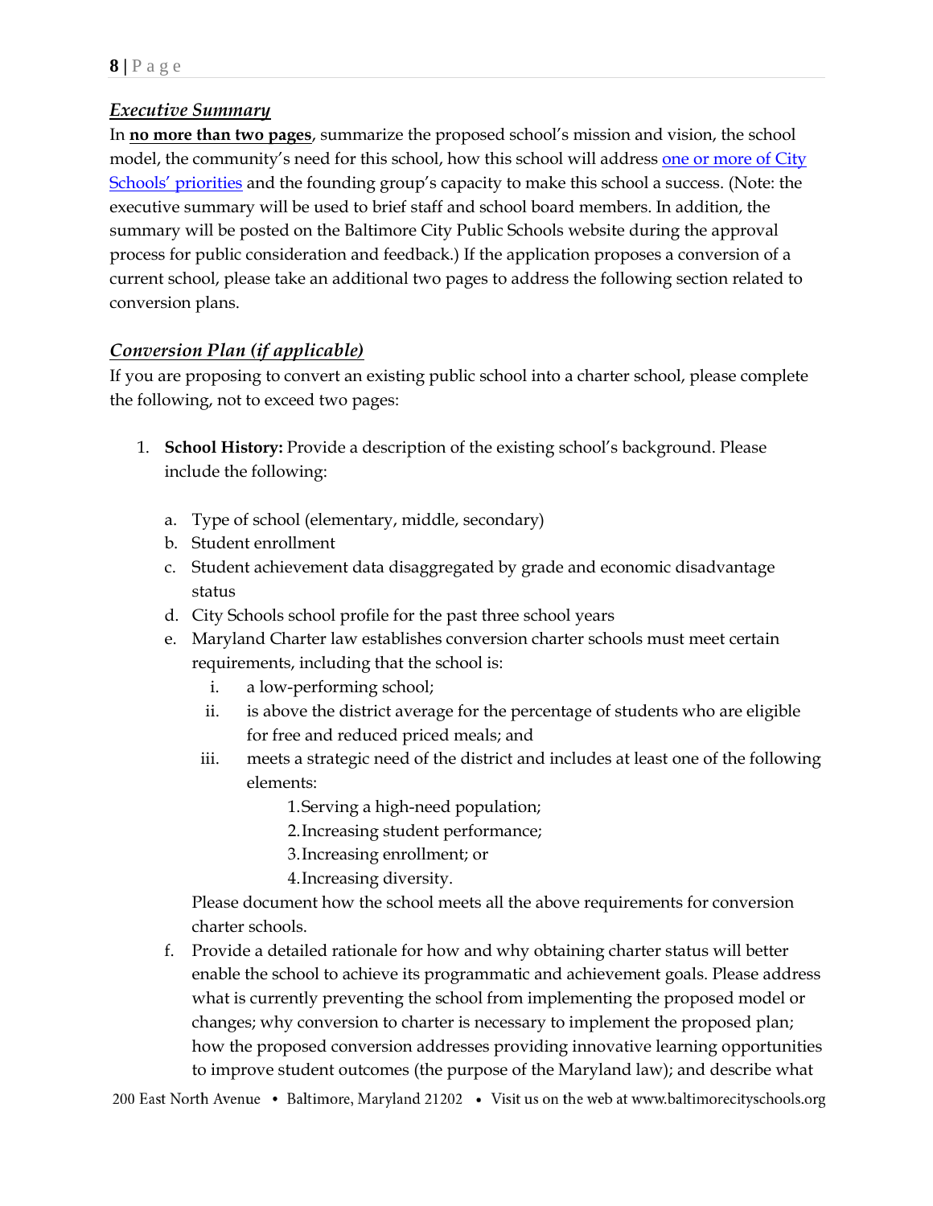### *Executive Summary*

In **no more than two pages**, summarize the proposed school's mission and vision, the school model, the community's need for this school, how this school will address [one or more of City Schools' priorities](#) and the founding group's capacity to make this school a success. (Note: the executive summary will be used to brief staff and school board members. In addition, the summary will be posted on the Baltimore City Public Schools website during the approval process for public consideration and feedback.) If the application proposes a conversion of a current school, please take an additional two pages to address the following section related to conversion plans.

### *Conversion Plan (if applicable)*

If you are proposing to convert an existing public school into a charter school, please complete the following, not to exceed two pages:

1. **School History:** Provide a description of the existing school's background. Please include the following:

   a. Type of school (elementary, middle, secondary)
   b. Student enrollment
   c. Student achievement data disaggregated by grade and economic disadvantage status
   d. City Schools school profile for the past three school years
   e. Maryland Charter law establishes conversion charter schools must meet certain requirements, including that the school is:
      i. a low-performing school;
      ii. is above the district average for the percentage of students who are eligible for free and reduced priced meals; and
      iii. meets a strategic need of the district and includes at least one of the following elements:
         1. Serving a high-need population;
         2. Increasing student performance;
         3. Increasing enrollment; or
         4. Increasing diversity.

      Please document how the school meets all the above requirements for conversion charter schools.
   f. Provide a detailed rationale for how and why obtaining charter status will better enable the school to achieve its programmatic and achievement goals. Please address what is currently preventing the school from implementing the proposed model or changes; why conversion to charter is necessary to implement the proposed plan; how the proposed conversion addresses providing innovative learning opportunities to improve student outcomes (the purpose of the Maryland law); and describe what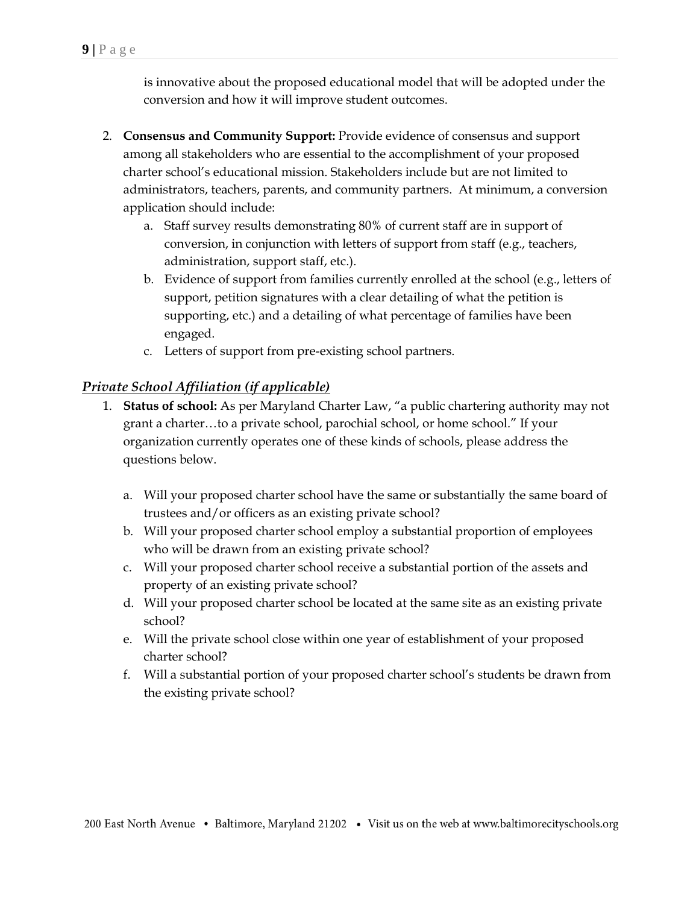is innovative about the proposed educational model that will be adopted under the conversion and how it will improve student outcomes.

2. **Consensus and Community Support:** Provide evidence of consensus and support among all stakeholders who are essential to the accomplishment of your proposed charter school's educational mission. Stakeholders include but are not limited to administrators, teachers, parents, and community partners. At minimum, a conversion application should include:
   a. Staff survey results demonstrating 80% of current staff are in support of conversion, in conjunction with letters of support from staff (e.g., teachers, administration, support staff, etc.).
   b. Evidence of support from families currently enrolled at the school (e.g., letters of support, petition signatures with a clear detailing of what the petition is supporting, etc.) and a detailing of what percentage of families have been engaged.
   c. Letters of support from pre-existing school partners.

### ***Private School Affiliation (if applicable)***

1. **Status of school:** As per Maryland Charter Law, "a public chartering authority may not grant a charter…to a private school, parochial school, or home school." If your organization currently operates one of these kinds of schools, please address the questions below.

   a. Will your proposed charter school have the same or substantially the same board of trustees and/or officers as an existing private school?
   b. Will your proposed charter school employ a substantial proportion of employees who will be drawn from an existing private school?
   c. Will your proposed charter school receive a substantial portion of the assets and property of an existing private school?
   d. Will your proposed charter school be located at the same site as an existing private school?
   e. Will the private school close within one year of establishment of your proposed charter school?
   f. Will a substantial portion of your proposed charter school's students be drawn from the existing private school?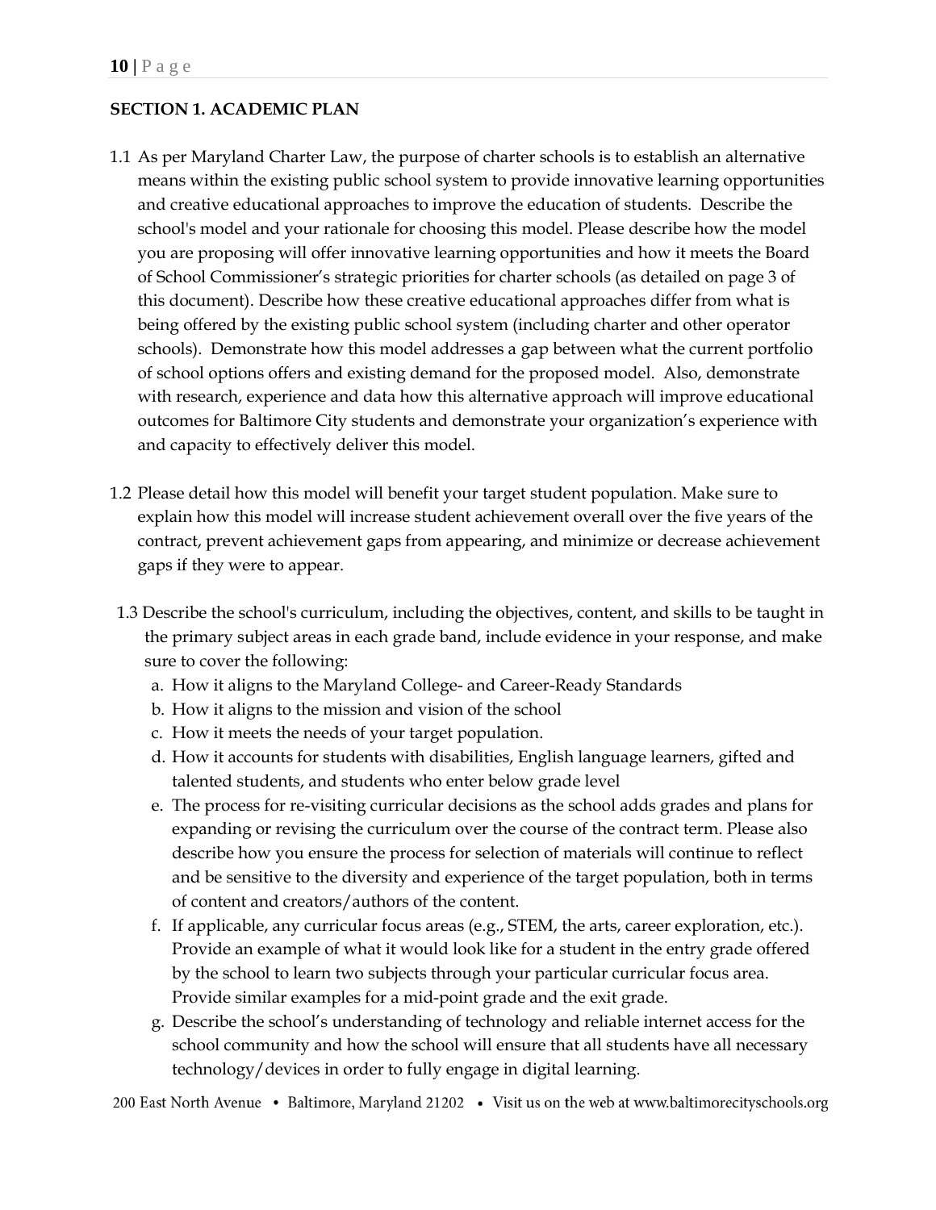**SECTION 1. ACADEMIC PLAN**

1.1 As per Maryland Charter Law, the purpose of charter schools is to establish an alternative means within the existing public school system to provide innovative learning opportunities and creative educational approaches to improve the education of students. Describe the school's model and your rationale for choosing this model. Please describe how the model you are proposing will offer innovative learning opportunities and how it meets the Board of School Commissioner's strategic priorities for charter schools (as detailed on page 3 of this document). Describe how these creative educational approaches differ from what is being offered by the existing public school system (including charter and other operator schools). Demonstrate how this model addresses a gap between what the current portfolio of school options offers and existing demand for the proposed model. Also, demonstrate with research, experience and data how this alternative approach will improve educational outcomes for Baltimore City students and demonstrate your organization's experience with and capacity to effectively deliver this model.

1.2 Please detail how this model will benefit your target student population. Make sure to explain how this model will increase student achievement overall over the five years of the contract, prevent achievement gaps from appearing, and minimize or decrease achievement gaps if they were to appear.

1.3 Describe the school's curriculum, including the objectives, content, and skills to be taught in the primary subject areas in each grade band, include evidence in your response, and make sure to cover the following:

   a. How it aligns to the Maryland College- and Career-Ready Standards
   b. How it aligns to the mission and vision of the school
   c. How it meets the needs of your target population.
   d. How it accounts for students with disabilities, English language learners, gifted and talented students, and students who enter below grade level
   e. The process for re-visiting curricular decisions as the school adds grades and plans for expanding or revising the curriculum over the course of the contract term. Please also describe how you ensure the process for selection of materials will continue to reflect and be sensitive to the diversity and experience of the target population, both in terms of content and creators/authors of the content.
   f. If applicable, any curricular focus areas (e.g., STEM, the arts, career exploration, etc.). Provide an example of what it would look like for a student in the entry grade offered by the school to learn two subjects through your particular curricular focus area. Provide similar examples for a mid-point grade and the exit grade.
   g. Describe the school's understanding of technology and reliable internet access for the school community and how the school will ensure that all students have all necessary technology/devices in order to fully engage in digital learning.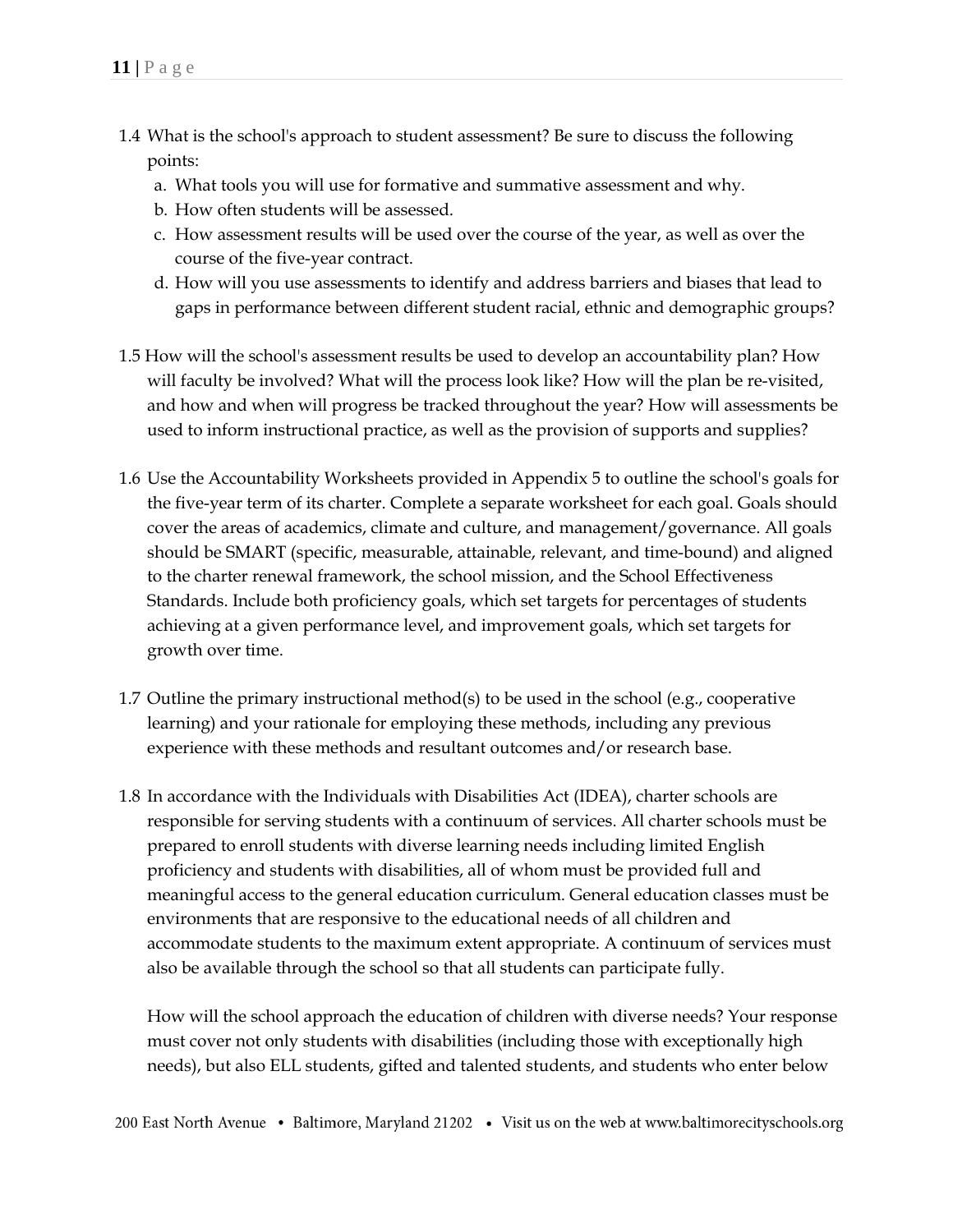1.4 What is the school's approach to student assessment? Be sure to discuss the following points:

   a. What tools you will use for formative and summative assessment and why.
   b. How often students will be assessed.
   c. How assessment results will be used over the course of the year, as well as over the course of the five-year contract.
   d. How will you use assessments to identify and address barriers and biases that lead to gaps in performance between different student racial, ethnic and demographic groups?

1.5 How will the school's assessment results be used to develop an accountability plan? How will faculty be involved? What will the process look like? How will the plan be re-visited, and how and when will progress be tracked throughout the year? How will assessments be used to inform instructional practice, as well as the provision of supports and supplies?

1.6 Use the Accountability Worksheets provided in Appendix 5 to outline the school's goals for the five-year term of its charter. Complete a separate worksheet for each goal. Goals should cover the areas of academics, climate and culture, and management/governance. All goals should be SMART (specific, measurable, attainable, relevant, and time-bound) and aligned to the charter renewal framework, the school mission, and the School Effectiveness Standards. Include both proficiency goals, which set targets for percentages of students achieving at a given performance level, and improvement goals, which set targets for growth over time.

1.7 Outline the primary instructional method(s) to be used in the school (e.g., cooperative learning) and your rationale for employing these methods, including any previous experience with these methods and resultant outcomes and/or research base.

1.8 In accordance with the Individuals with Disabilities Act (IDEA), charter schools are responsible for serving students with a continuum of services. All charter schools must be prepared to enroll students with diverse learning needs including limited English proficiency and students with disabilities, all of whom must be provided full and meaningful access to the general education curriculum. General education classes must be environments that are responsive to the educational needs of all children and accommodate students to the maximum extent appropriate. A continuum of services must also be available through the school so that all students can participate fully.

   How will the school approach the education of children with diverse needs? Your response must cover not only students with disabilities (including those with exceptionally high needs), but also ELL students, gifted and talented students, and students who enter below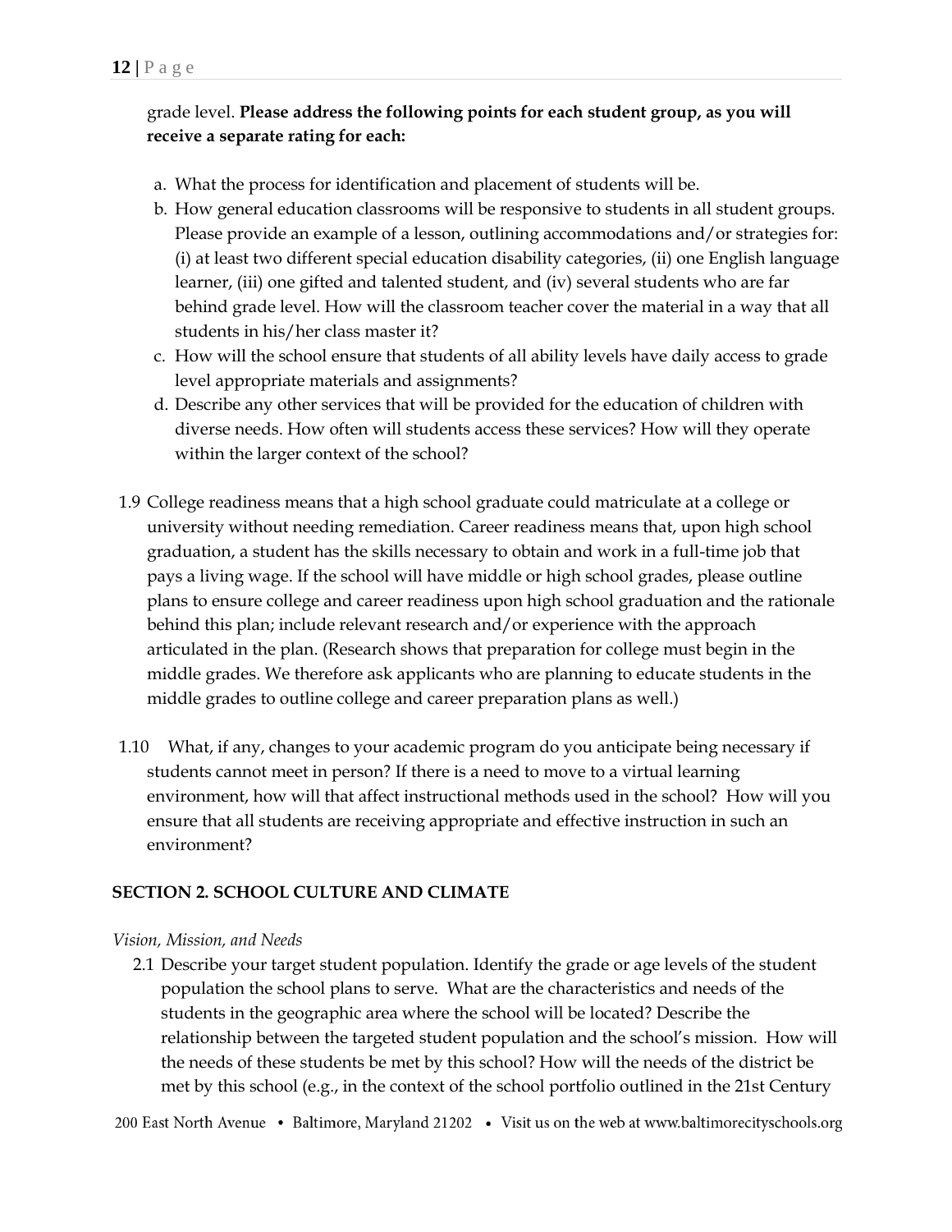grade level. **Please address the following points for each student group, as you will receive a separate rating for each:**

a. What the process for identification and placement of students will be.
b. How general education classrooms will be responsive to students in all student groups. Please provide an example of a lesson, outlining accommodations and/or strategies for: (i) at least two different special education disability categories, (ii) one English language learner, (iii) one gifted and talented student, and (iv) several students who are far behind grade level. How will the classroom teacher cover the material in a way that all students in his/her class master it?
c. How will the school ensure that students of all ability levels have daily access to grade level appropriate materials and assignments?
d. Describe any other services that will be provided for the education of children with diverse needs. How often will students access these services? How will they operate within the larger context of the school?

1.9 College readiness means that a high school graduate could matriculate at a college or university without needing remediation. Career readiness means that, upon high school graduation, a student has the skills necessary to obtain and work in a full-time job that pays a living wage. If the school will have middle or high school grades, please outline plans to ensure college and career readiness upon high school graduation and the rationale behind this plan; include relevant research and/or experience with the approach articulated in the plan. (Research shows that preparation for college must begin in the middle grades. We therefore ask applicants who are planning to educate students in the middle grades to outline college and career preparation plans as well.)

1.10 What, if any, changes to your academic program do you anticipate being necessary if students cannot meet in person? If there is a need to move to a virtual learning environment, how will that affect instructional methods used in the school? How will you ensure that all students are receiving appropriate and effective instruction in such an environment?

## SECTION 2. SCHOOL CULTURE AND CLIMATE

*Vision, Mission, and Needs*

2.1 Describe your target student population. Identify the grade or age levels of the student population the school plans to serve. What are the characteristics and needs of the students in the geographic area where the school will be located? Describe the relationship between the targeted student population and the school's mission. How will the needs of these students be met by this school? How will the needs of the district be met by this school (e.g., in the context of the school portfolio outlined in the 21st Century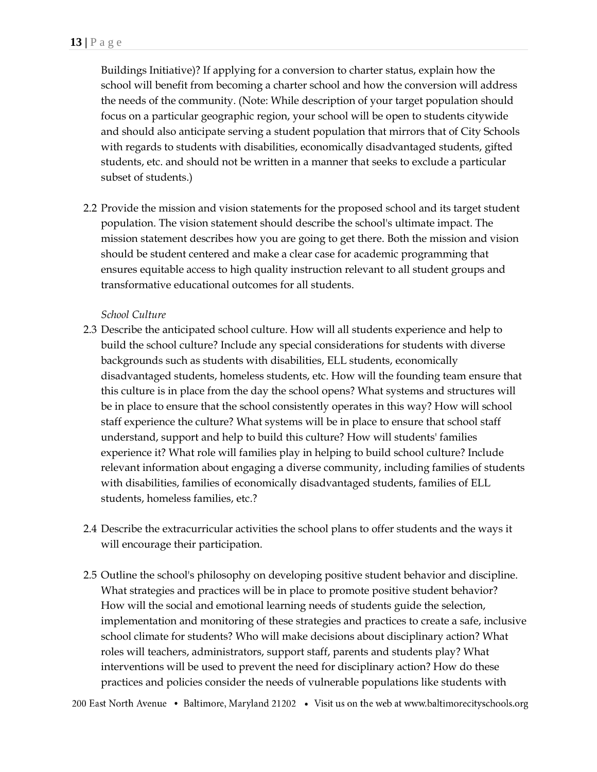Buildings Initiative)? If applying for a conversion to charter status, explain how the school will benefit from becoming a charter school and how the conversion will address the needs of the community. (Note: While description of your target population should focus on a particular geographic region, your school will be open to students citywide and should also anticipate serving a student population that mirrors that of City Schools with regards to students with disabilities, economically disadvantaged students, gifted students, etc. and should not be written in a manner that seeks to exclude a particular subset of students.)

2.2 Provide the mission and vision statements for the proposed school and its target student population. The vision statement should describe the school's ultimate impact. The mission statement describes how you are going to get there. Both the mission and vision should be student centered and make a clear case for academic programming that ensures equitable access to high quality instruction relevant to all student groups and transformative educational outcomes for all students.

*School Culture*

2.3 Describe the anticipated school culture. How will all students experience and help to build the school culture? Include any special considerations for students with diverse backgrounds such as students with disabilities, ELL students, economically disadvantaged students, homeless students, etc. How will the founding team ensure that this culture is in place from the day the school opens? What systems and structures will be in place to ensure that the school consistently operates in this way? How will school staff experience the culture? What systems will be in place to ensure that school staff understand, support and help to build this culture? How will students' families experience it? What role will families play in helping to build school culture? Include relevant information about engaging a diverse community, including families of students with disabilities, families of economically disadvantaged students, families of ELL students, homeless families, etc.?

2.4 Describe the extracurricular activities the school plans to offer students and the ways it will encourage their participation.

2.5 Outline the school's philosophy on developing positive student behavior and discipline. What strategies and practices will be in place to promote positive student behavior? How will the social and emotional learning needs of students guide the selection, implementation and monitoring of these strategies and practices to create a safe, inclusive school climate for students? Who will make decisions about disciplinary action? What roles will teachers, administrators, support staff, parents and students play? What interventions will be used to prevent the need for disciplinary action? How do these practices and policies consider the needs of vulnerable populations like students with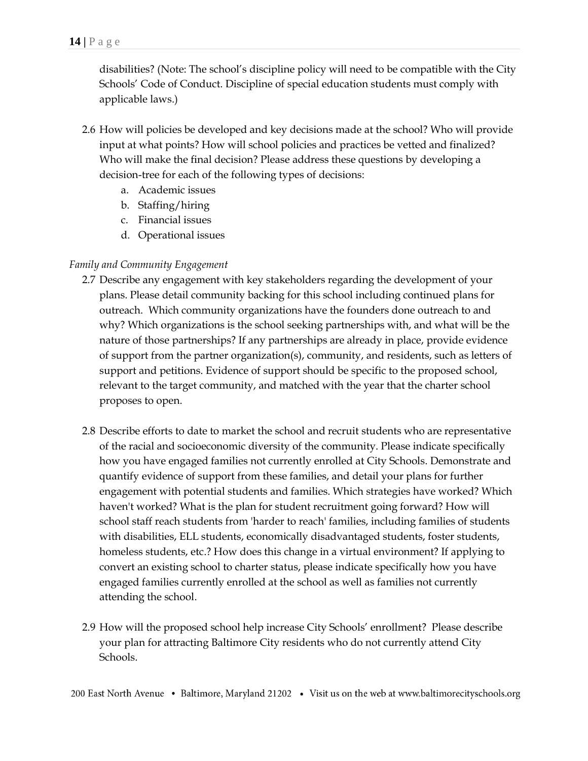disabilities? (Note: The school's discipline policy will need to be compatible with the City Schools' Code of Conduct. Discipline of special education students must comply with applicable laws.)

2.6 How will policies be developed and key decisions made at the school? Who will provide input at what points? How will school policies and practices be vetted and finalized? Who will make the final decision? Please address these questions by developing a decision-tree for each of the following types of decisions:
    a. Academic issues
    b. Staffing/hiring
    c. Financial issues
    d. Operational issues

*Family and Community Engagement*

2.7 Describe any engagement with key stakeholders regarding the development of your plans. Please detail community backing for this school including continued plans for outreach. Which community organizations have the founders done outreach to and why? Which organizations is the school seeking partnerships with, and what will be the nature of those partnerships? If any partnerships are already in place, provide evidence of support from the partner organization(s), community, and residents, such as letters of support and petitions. Evidence of support should be specific to the proposed school, relevant to the target community, and matched with the year that the charter school proposes to open.

2.8 Describe efforts to date to market the school and recruit students who are representative of the racial and socioeconomic diversity of the community. Please indicate specifically how you have engaged families not currently enrolled at City Schools. Demonstrate and quantify evidence of support from these families, and detail your plans for further engagement with potential students and families. Which strategies have worked? Which haven't worked? What is the plan for student recruitment going forward? How will school staff reach students from 'harder to reach' families, including families of students with disabilities, ELL students, economically disadvantaged students, foster students, homeless students, etc.? How does this change in a virtual environment? If applying to convert an existing school to charter status, please indicate specifically how you have engaged families currently enrolled at the school as well as families not currently attending the school.

2.9 How will the proposed school help increase City Schools' enrollment? Please describe your plan for attracting Baltimore City residents who do not currently attend City Schools.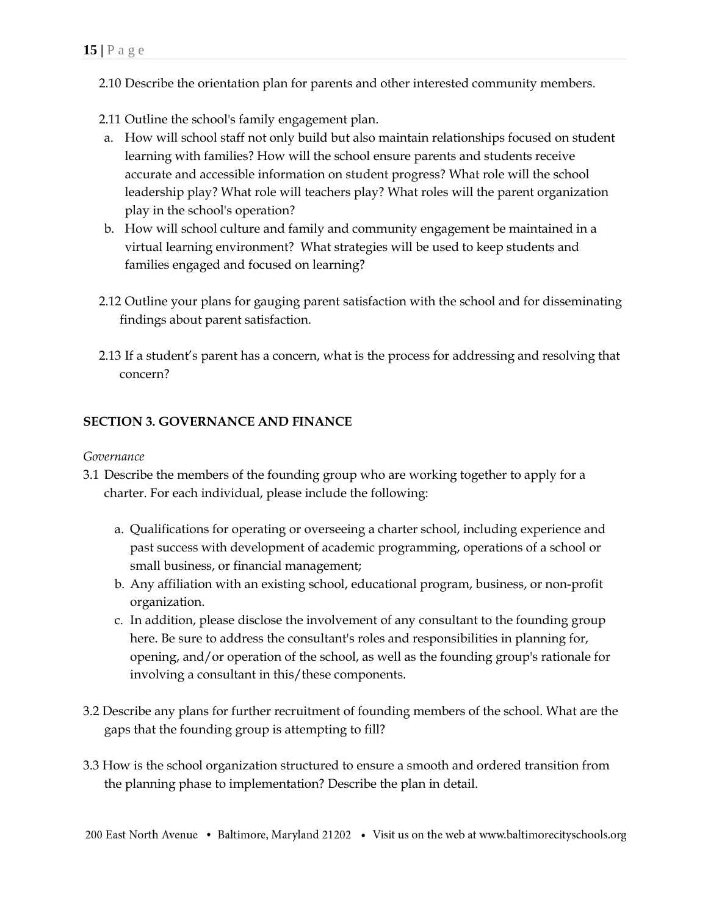2.10 Describe the orientation plan for parents and other interested community members.

2.11 Outline the school's family engagement plan.

a. How will school staff not only build but also maintain relationships focused on student learning with families? How will the school ensure parents and students receive accurate and accessible information on student progress? What role will the school leadership play? What role will teachers play? What roles will the parent organization play in the school's operation?
b. How will school culture and family and community engagement be maintained in a virtual learning environment? What strategies will be used to keep students and families engaged and focused on learning?

2.12 Outline your plans for gauging parent satisfaction with the school and for disseminating findings about parent satisfaction.

2.13 If a student's parent has a concern, what is the process for addressing and resolving that concern?

## SECTION 3. GOVERNANCE AND FINANCE

*Governance*

3.1 Describe the members of the founding group who are working together to apply for a charter. For each individual, please include the following:

a. Qualifications for operating or overseeing a charter school, including experience and past success with development of academic programming, operations of a school or small business, or financial management;
b. Any affiliation with an existing school, educational program, business, or non-profit organization.
c. In addition, please disclose the involvement of any consultant to the founding group here. Be sure to address the consultant's roles and responsibilities in planning for, opening, and/or operation of the school, as well as the founding group's rationale for involving a consultant in this/these components.

3.2 Describe any plans for further recruitment of founding members of the school. What are the gaps that the founding group is attempting to fill?

3.3 How is the school organization structured to ensure a smooth and ordered transition from the planning phase to implementation? Describe the plan in detail.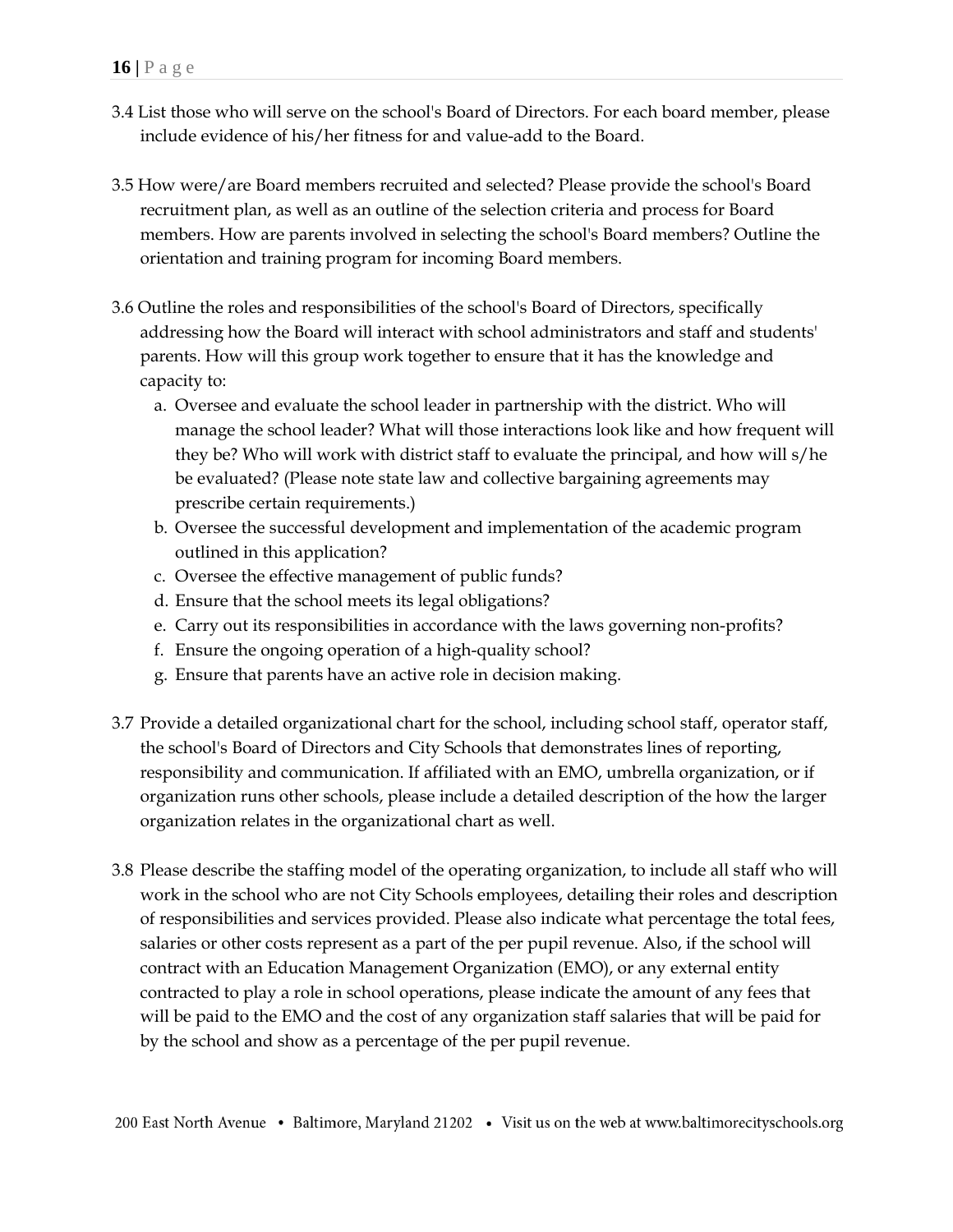3.4 List those who will serve on the school's Board of Directors. For each board member, please include evidence of his/her fitness for and value-add to the Board.

3.5 How were/are Board members recruited and selected? Please provide the school's Board recruitment plan, as well as an outline of the selection criteria and process for Board members. How are parents involved in selecting the school's Board members? Outline the orientation and training program for incoming Board members.

3.6 Outline the roles and responsibilities of the school's Board of Directors, specifically addressing how the Board will interact with school administrators and staff and students' parents. How will this group work together to ensure that it has the knowledge and capacity to:

a. Oversee and evaluate the school leader in partnership with the district. Who will manage the school leader? What will those interactions look like and how frequent will they be? Who will work with district staff to evaluate the principal, and how will s/he be evaluated? (Please note state law and collective bargaining agreements may prescribe certain requirements.)
b. Oversee the successful development and implementation of the academic program outlined in this application?
c. Oversee the effective management of public funds?
d. Ensure that the school meets its legal obligations?
e. Carry out its responsibilities in accordance with the laws governing non-profits?
f. Ensure the ongoing operation of a high-quality school?
g. Ensure that parents have an active role in decision making.

3.7 Provide a detailed organizational chart for the school, including school staff, operator staff, the school's Board of Directors and City Schools that demonstrates lines of reporting, responsibility and communication. If affiliated with an EMO, umbrella organization, or if organization runs other schools, please include a detailed description of the how the larger organization relates in the organizational chart as well.

3.8 Please describe the staffing model of the operating organization, to include all staff who will work in the school who are not City Schools employees, detailing their roles and description of responsibilities and services provided. Please also indicate what percentage the total fees, salaries or other costs represent as a part of the per pupil revenue. Also, if the school will contract with an Education Management Organization (EMO), or any external entity contracted to play a role in school operations, please indicate the amount of any fees that will be paid to the EMO and the cost of any organization staff salaries that will be paid for by the school and show as a percentage of the per pupil revenue.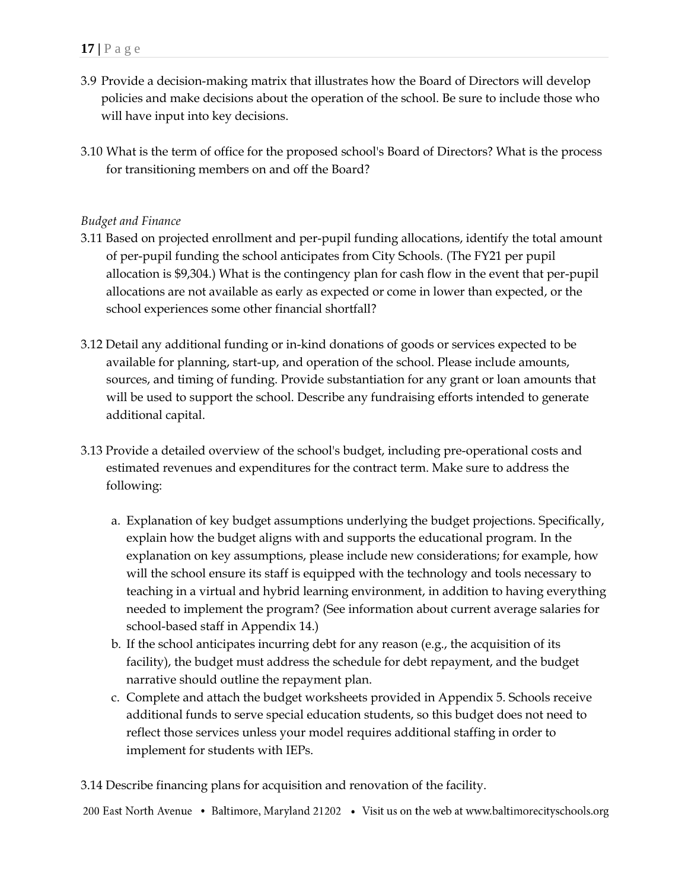3.9 Provide a decision-making matrix that illustrates how the Board of Directors will develop policies and make decisions about the operation of the school. Be sure to include those who will have input into key decisions.

3.10 What is the term of office for the proposed school's Board of Directors? What is the process for transitioning members on and off the Board?

*Budget and Finance*

3.11 Based on projected enrollment and per-pupil funding allocations, identify the total amount of per-pupil funding the school anticipates from City Schools. (The FY21 per pupil allocation is $9,304.) What is the contingency plan for cash flow in the event that per-pupil allocations are not available as early as expected or come in lower than expected, or the school experiences some other financial shortfall?

3.12 Detail any additional funding or in-kind donations of goods or services expected to be available for planning, start-up, and operation of the school. Please include amounts, sources, and timing of funding. Provide substantiation for any grant or loan amounts that will be used to support the school. Describe any fundraising efforts intended to generate additional capital.

3.13 Provide a detailed overview of the school's budget, including pre-operational costs and estimated revenues and expenditures for the contract term. Make sure to address the following:

a. Explanation of key budget assumptions underlying the budget projections. Specifically, explain how the budget aligns with and supports the educational program. In the explanation on key assumptions, please include new considerations; for example, how will the school ensure its staff is equipped with the technology and tools necessary to teaching in a virtual and hybrid learning environment, in addition to having everything needed to implement the program? (See information about current average salaries for school-based staff in Appendix 14.)
b. If the school anticipates incurring debt for any reason (e.g., the acquisition of its facility), the budget must address the schedule for debt repayment, and the budget narrative should outline the repayment plan.
c. Complete and attach the budget worksheets provided in Appendix 5. Schools receive additional funds to serve special education students, so this budget does not need to reflect those services unless your model requires additional staffing in order to implement for students with IEPs.

3.14 Describe financing plans for acquisition and renovation of the facility.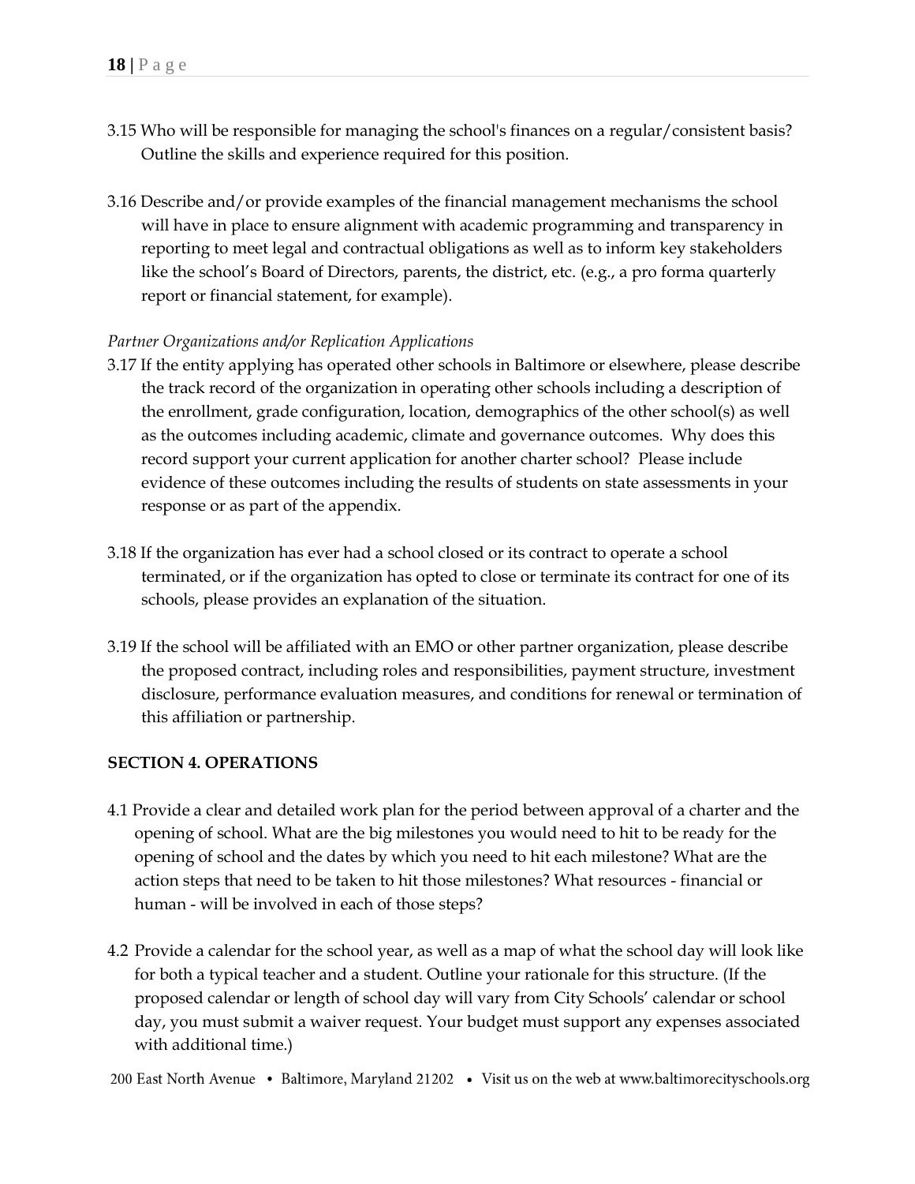3.15 Who will be responsible for managing the school's finances on a regular/consistent basis? Outline the skills and experience required for this position.

3.16 Describe and/or provide examples of the financial management mechanisms the school will have in place to ensure alignment with academic programming and transparency in reporting to meet legal and contractual obligations as well as to inform key stakeholders like the school's Board of Directors, parents, the district, etc. (e.g., a pro forma quarterly report or financial statement, for example).

*Partner Organizations and/or Replication Applications*

3.17 If the entity applying has operated other schools in Baltimore or elsewhere, please describe the track record of the organization in operating other schools including a description of the enrollment, grade configuration, location, demographics of the other school(s) as well as the outcomes including academic, climate and governance outcomes. Why does this record support your current application for another charter school? Please include evidence of these outcomes including the results of students on state assessments in your response or as part of the appendix.

3.18 If the organization has ever had a school closed or its contract to operate a school terminated, or if the organization has opted to close or terminate its contract for one of its schools, please provides an explanation of the situation.

3.19 If the school will be affiliated with an EMO or other partner organization, please describe the proposed contract, including roles and responsibilities, payment structure, investment disclosure, performance evaluation measures, and conditions for renewal or termination of this affiliation or partnership.

**SECTION 4. OPERATIONS**

4.1 Provide a clear and detailed work plan for the period between approval of a charter and the opening of school. What are the big milestones you would need to hit to be ready for the opening of school and the dates by which you need to hit each milestone? What are the action steps that need to be taken to hit those milestones? What resources - financial or human - will be involved in each of those steps?

4.2 Provide a calendar for the school year, as well as a map of what the school day will look like for both a typical teacher and a student. Outline your rationale for this structure. (If the proposed calendar or length of school day will vary from City Schools' calendar or school day, you must submit a waiver request. Your budget must support any expenses associated with additional time.)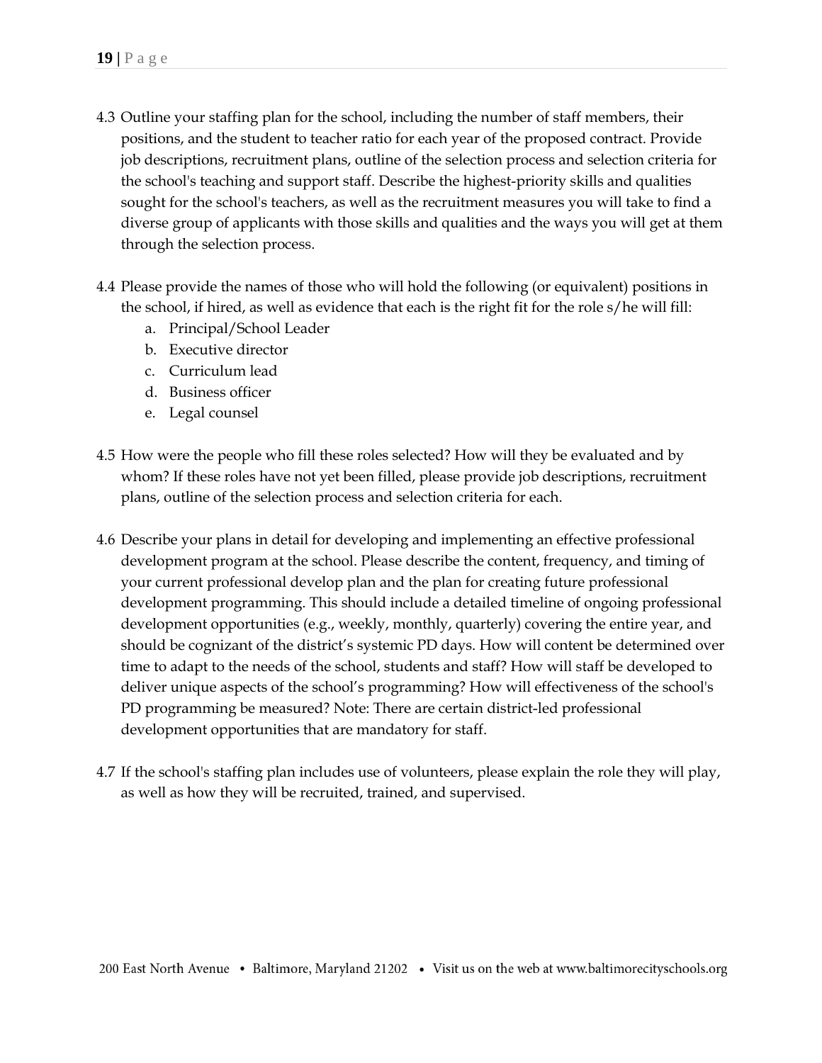4.3 Outline your staffing plan for the school, including the number of staff members, their positions, and the student to teacher ratio for each year of the proposed contract. Provide job descriptions, recruitment plans, outline of the selection process and selection criteria for the school's teaching and support staff. Describe the highest-priority skills and qualities sought for the school's teachers, as well as the recruitment measures you will take to find a diverse group of applicants with those skills and qualities and the ways you will get at them through the selection process.

4.4 Please provide the names of those who will hold the following (or equivalent) positions in the school, if hired, as well as evidence that each is the right fit for the role s/he will fill:

   a. Principal/School Leader
   b. Executive director
   c. Curriculum lead
   d. Business officer
   e. Legal counsel

4.5 How were the people who fill these roles selected? How will they be evaluated and by whom? If these roles have not yet been filled, please provide job descriptions, recruitment plans, outline of the selection process and selection criteria for each.

4.6 Describe your plans in detail for developing and implementing an effective professional development program at the school. Please describe the content, frequency, and timing of your current professional develop plan and the plan for creating future professional development programming. This should include a detailed timeline of ongoing professional development opportunities (e.g., weekly, monthly, quarterly) covering the entire year, and should be cognizant of the district's systemic PD days. How will content be determined over time to adapt to the needs of the school, students and staff? How will staff be developed to deliver unique aspects of the school's programming? How will effectiveness of the school's PD programming be measured? Note: There are certain district-led professional development opportunities that are mandatory for staff.

4.7 If the school's staffing plan includes use of volunteers, please explain the role they will play, as well as how they will be recruited, trained, and supervised.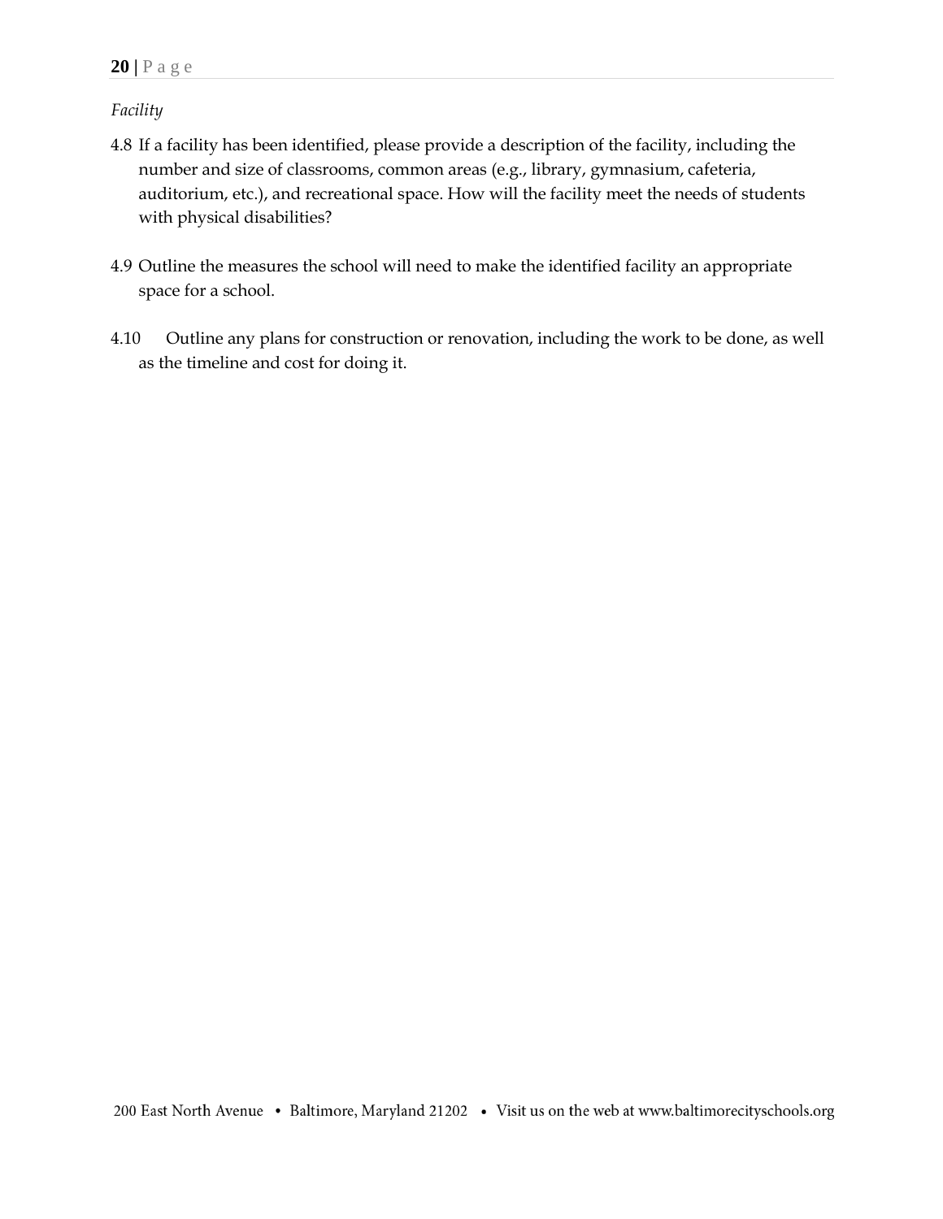*Facility*

4.8 If a facility has been identified, please provide a description of the facility, including the number and size of classrooms, common areas (e.g., library, gymnasium, cafeteria, auditorium, etc.), and recreational space. How will the facility meet the needs of students with physical disabilities?

4.9 Outline the measures the school will need to make the identified facility an appropriate space for a school.

4.10 Outline any plans for construction or renovation, including the work to be done, as well as the timeline and cost for doing it.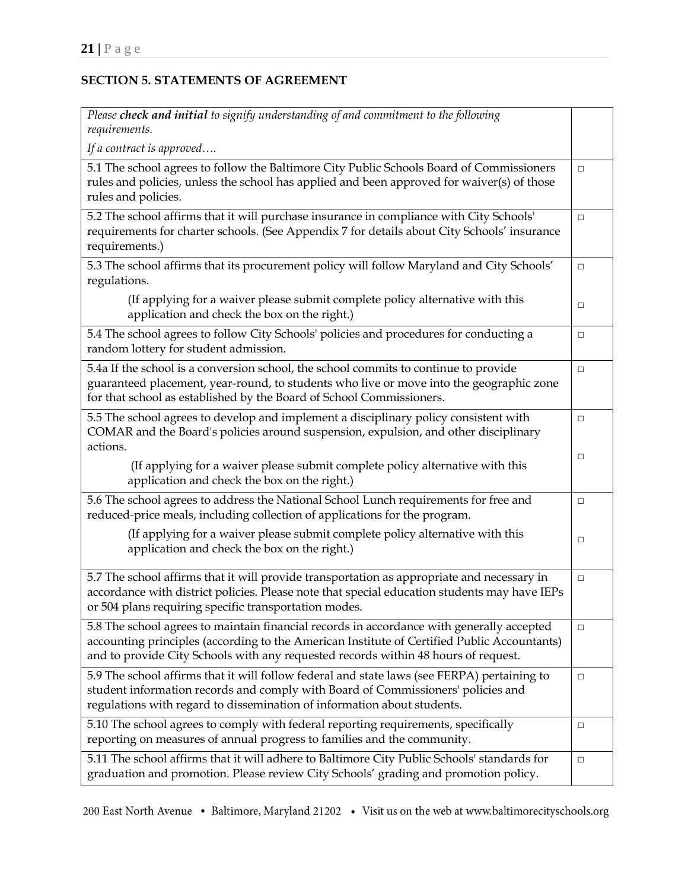## SECTION 5. STATEMENTS OF AGREEMENT

| *Please **check and initial** to signify understanding of and commitment to the following requirements.*<br><br>*If a contract is approved….* | |
|---|---|
| 5.1 The school agrees to follow the Baltimore City Public Schools Board of Commissioners rules and policies, unless the school has applied and been approved for waiver(s) of those rules and policies. | □ |
| 5.2 The school affirms that it will purchase insurance in compliance with City Schools' requirements for charter schools. (See Appendix 7 for details about City Schools' insurance requirements.) | □ |
| 5.3 The school affirms that its procurement policy will follow Maryland and City Schools' regulations.<br><br>(If applying for a waiver please submit complete policy alternative with this application and check the box on the right.) | □<br><br>□ |
| 5.4 The school agrees to follow City Schools' policies and procedures for conducting a random lottery for student admission. | □ |
| 5.4a If the school is a conversion school, the school commits to continue to provide guaranteed placement, year-round, to students who live or move into the geographic zone for that school as established by the Board of School Commissioners. | □ |
| 5.5 The school agrees to develop and implement a disciplinary policy consistent with COMAR and the Board's policies around suspension, expulsion, and other disciplinary actions.<br><br>(If applying for a waiver please submit complete policy alternative with this application and check the box on the right.) | □<br><br>□ |
| 5.6 The school agrees to address the National School Lunch requirements for free and reduced-price meals, including collection of applications for the program.<br><br>(If applying for a waiver please submit complete policy alternative with this application and check the box on the right.) | □<br><br>□ |
| 5.7 The school affirms that it will provide transportation as appropriate and necessary in accordance with district policies. Please note that special education students may have IEPs or 504 plans requiring specific transportation modes. | □ |
| 5.8 The school agrees to maintain financial records in accordance with generally accepted accounting principles (according to the American Institute of Certified Public Accountants) and to provide City Schools with any requested records within 48 hours of request. | □ |
| 5.9 The school affirms that it will follow federal and state laws (see FERPA) pertaining to student information records and comply with Board of Commissioners' policies and regulations with regard to dissemination of information about students. | □ |
| 5.10 The school agrees to comply with federal reporting requirements, specifically reporting on measures of annual progress to families and the community. | □ |
| 5.11 The school affirms that it will adhere to Baltimore City Public Schools' standards for graduation and promotion. Please review City Schools' grading and promotion policy. | □ |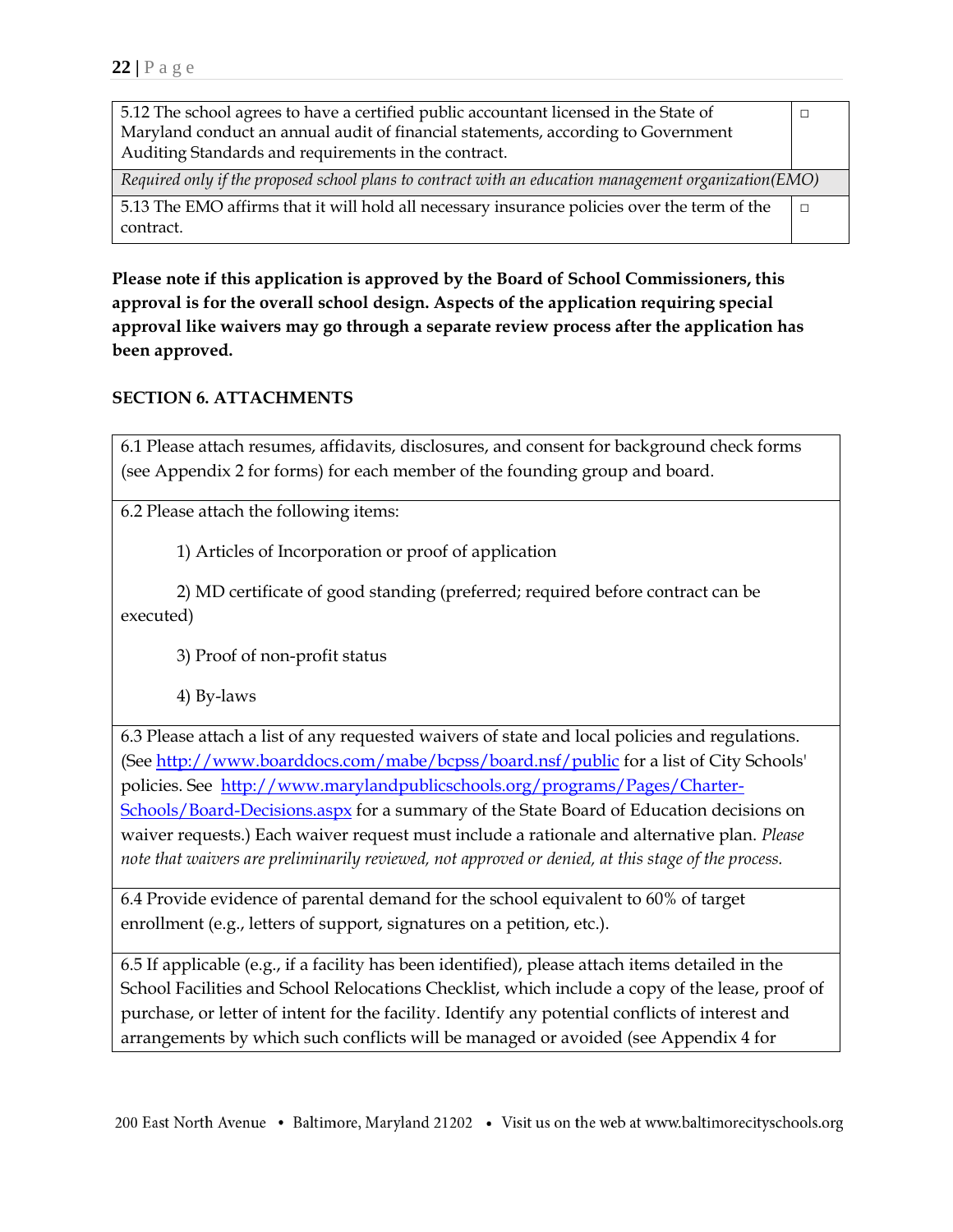| | |
|---|---|
| 5.12 The school agrees to have a certified public accountant licensed in the State of Maryland conduct an annual audit of financial statements, according to Government Auditing Standards and requirements in the contract. | □ |
| *Required only if the proposed school plans to contract with an education management organization(EMO)* | |
| 5.13 The EMO affirms that it will hold all necessary insurance policies over the term of the contract. | □ |

**Please note if this application is approved by the Board of School Commissioners, this approval is for the overall school design. Aspects of the application requiring special approval like waivers may go through a separate review process after the application has been approved.**

## SECTION 6. ATTACHMENTS

| |
|---|
| 6.1 Please attach resumes, affidavits, disclosures, and consent for background check forms (see Appendix 2 for forms) for each member of the founding group and board. |
| 6.2 Please attach the following items:<br><br>1) Articles of Incorporation or proof of application<br><br>2) MD certificate of good standing (preferred; required before contract can be executed)<br><br>3) Proof of non-profit status<br><br>4) By-laws |
| 6.3 Please attach a list of any requested waivers of state and local policies and regulations. (See http://www.boarddocs.com/mabe/bcpss/board.nsf/public for a list of City Schools' policies. See http://www.marylandpublicschools.org/programs/Pages/Charter-Schools/Board-Decisions.aspx for a summary of the State Board of Education decisions on waiver requests.) Each waiver request must include a rationale and alternative plan. *Please note that waivers are preliminarily reviewed, not approved or denied, at this stage of the process.* |
| 6.4 Provide evidence of parental demand for the school equivalent to 60% of target enrollment (e.g., letters of support, signatures on a petition, etc.). |
| 6.5 If applicable (e.g., if a facility has been identified), please attach items detailed in the School Facilities and School Relocations Checklist, which include a copy of the lease, proof of purchase, or letter of intent for the facility. Identify any potential conflicts of interest and arrangements by which such conflicts will be managed or avoided (see Appendix 4 for |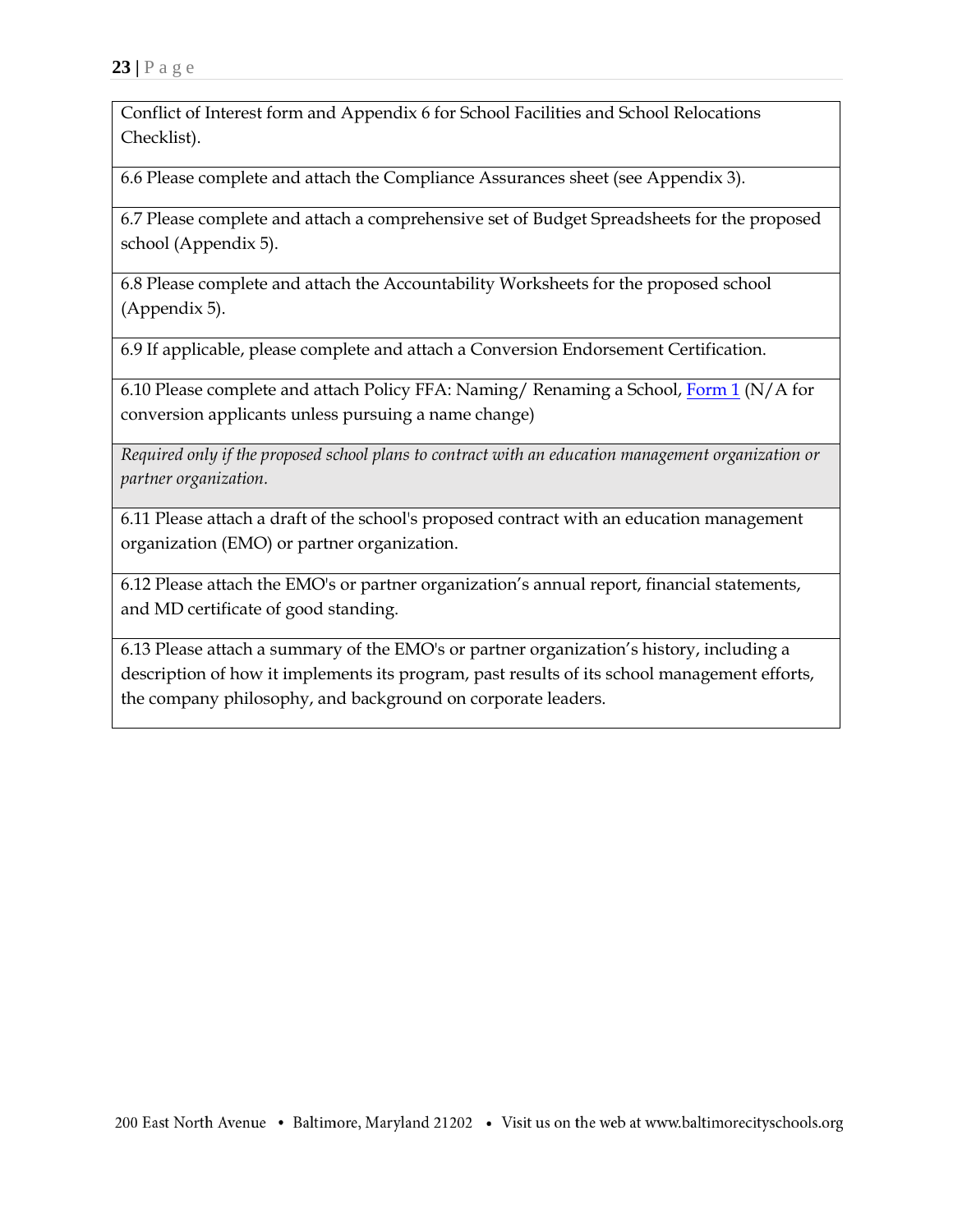| Conflict of Interest form and Appendix 6 for School Facilities and School Relocations Checklist). |
|---|
| 6.6 Please complete and attach the Compliance Assurances sheet (see Appendix 3). |
| 6.7 Please complete and attach a comprehensive set of Budget Spreadsheets for the proposed school (Appendix 5). |
| 6.8 Please complete and attach the Accountability Worksheets for the proposed school (Appendix 5). |
| 6.9 If applicable, please complete and attach a Conversion Endorsement Certification. |
| 6.10 Please complete and attach Policy FFA: Naming/ Renaming a School, Form 1 (N/A for conversion applicants unless pursuing a name change) |
| *Required only if the proposed school plans to contract with an education management organization or partner organization.* |
| 6.11 Please attach a draft of the school's proposed contract with an education management organization (EMO) or partner organization. |
| 6.12 Please attach the EMO's or partner organization's annual report, financial statements, and MD certificate of good standing. |
| 6.13 Please attach a summary of the EMO's or partner organization's history, including a description of how it implements its program, past results of its school management efforts, the company philosophy, and background on corporate leaders. |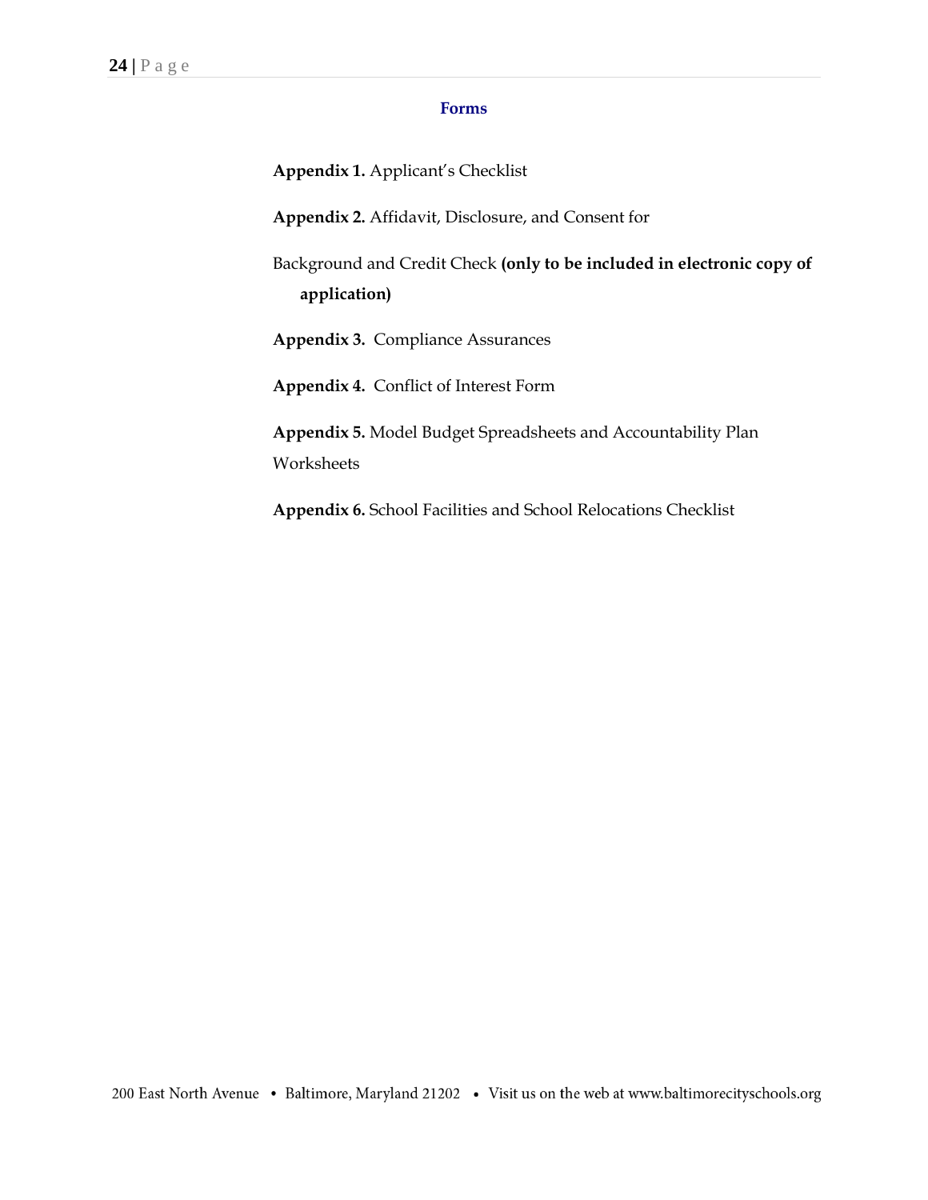## Forms

**Appendix 1.** Applicant's Checklist

**Appendix 2.** Affidavit, Disclosure, and Consent for

Background and Credit Check **(only to be included in electronic copy of application)**

**Appendix 3.** Compliance Assurances

**Appendix 4.** Conflict of Interest Form

**Appendix 5.** Model Budget Spreadsheets and Accountability Plan Worksheets

**Appendix 6.** School Facilities and School Relocations Checklist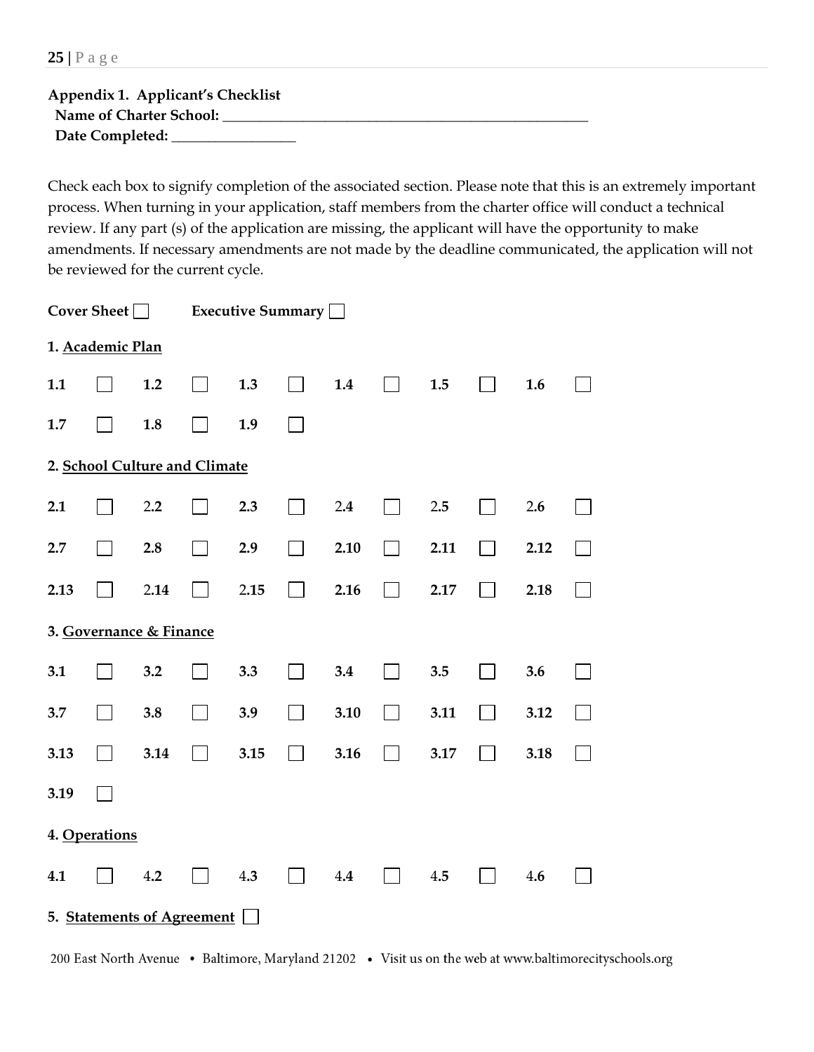**Appendix 1. Applicant's Checklist**

**Name of Charter School:** ______________________________________________________

**Date Completed:** _________________

Check each box to signify completion of the associated section. Please note that this is an extremely important process. When turning in your application, staff members from the charter office will conduct a technical review. If any part (s) of the application are missing, the applicant will have the opportunity to make amendments. If necessary amendments are not made by the deadline communicated, the application will not be reviewed for the current cycle.

**Cover Sheet** ☐ **Executive Summary** ☐

**1. Academic Plan**

| | | | | | | | | | | | |
|---|---|---|---|---|---|---|---|---|---|---|---|
| **1.1** | ☐ | **1.2** | ☐ | **1.3** | ☐ | **1.4** | ☐ | **1.5** | ☐ | **1.6** | ☐ |
| **1.7** | ☐ | **1.8** | ☐ | **1.9** | ☐ | | | | | | |

**2. School Culture and Climate**

| | | | | | | | | | | | |
|---|---|---|---|---|---|---|---|---|---|---|---|
| **2.1** | ☐ | 2.2 | ☐ | **2.3** | ☐ | 2.4 | ☐ | 2.5 | ☐ | 2.6 | ☐ |
| **2.7** | ☐ | **2.8** | ☐ | **2.9** | ☐ | **2.10** | ☐ | **2.11** | ☐ | **2.12** | ☐ |
| **2.13** | ☐ | 2.14 | ☐ | 2.15 | ☐ | **2.16** | ☐ | **2.17** | ☐ | **2.18** | ☐ |

**3. Governance & Finance**

| | | | | | | | | | | | |
|---|---|---|---|---|---|---|---|---|---|---|---|
| **3.1** | ☐ | **3.2** | ☐ | **3.3** | ☐ | **3.4** | ☐ | **3.5** | ☐ | **3.6** | ☐ |
| **3.7** | ☐ | **3.8** | ☐ | **3.9** | ☐ | **3.10** | ☐ | **3.11** | ☐ | **3.12** | ☐ |
| **3.13** | ☐ | **3.14** | ☐ | **3.15** | ☐ | **3.16** | ☐ | **3.17** | ☐ | **3.18** | ☐ |
| **3.19** | ☐ | | | | | | | | | | |

**4. Operations**

| | | | | | | | | | | | |
|---|---|---|---|---|---|---|---|---|---|---|---|
| **4.1** | ☐ | 4.2 | ☐ | 4.3 | ☐ | 4.4 | ☐ | 4.5 | ☐ | 4.6 | ☐ |

**5. Statements of Agreement** ☐

200 East North Avenue • Baltimore, Maryland 21202 • Visit us on the web at www.baltimorecityschools.org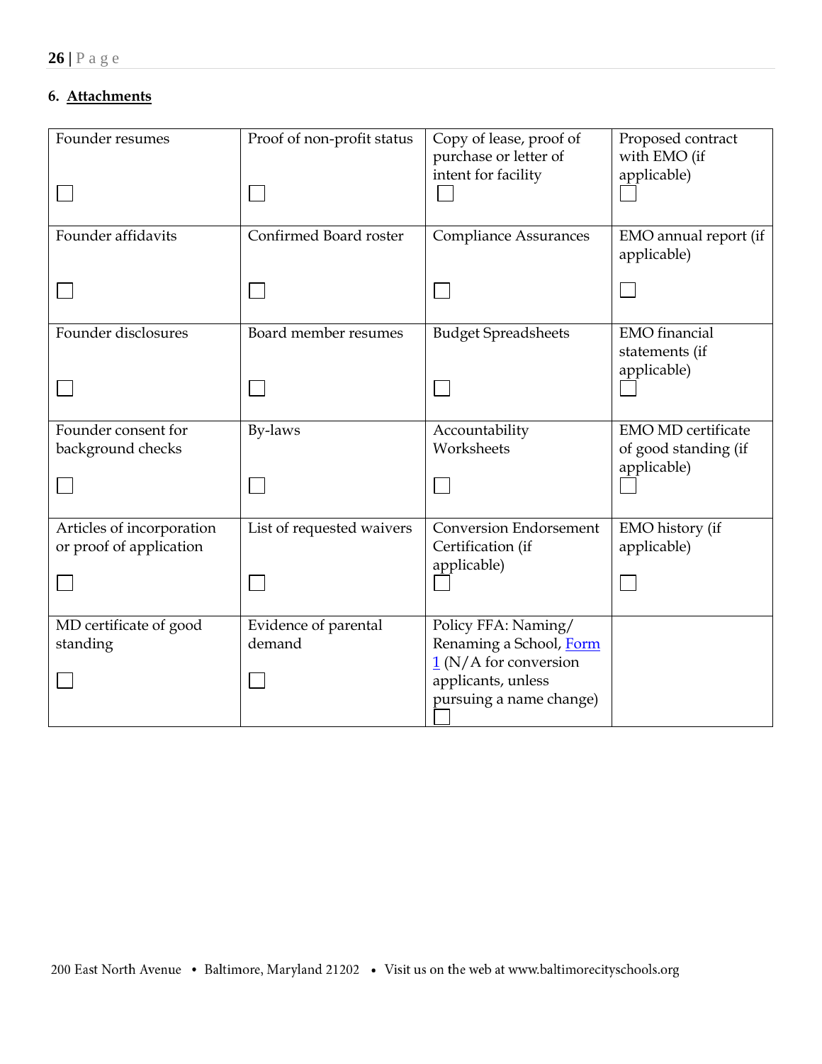## 6. Attachments

| Founder resumes ☐ | Proof of non-profit status ☐ | Copy of lease, proof of purchase or letter of intent for facility ☐ | Proposed contract with EMO (if applicable) ☐ |
|---|---|---|---|
| Founder affidavits ☐ | Confirmed Board roster ☐ | Compliance Assurances ☐ | EMO annual report (if applicable) ☐ |
| Founder disclosures ☐ | Board member resumes ☐ | Budget Spreadsheets ☐ | EMO financial statements (if applicable) ☐ |
| Founder consent for background checks ☐ | By-laws ☐ | Accountability Worksheets ☐ | EMO MD certificate of good standing (if applicable) ☐ |
| Articles of incorporation or proof of application ☐ | List of requested waivers ☐ | Conversion Endorsement Certification (if applicable) ☐ | EMO history (if applicable) ☐ |
| MD certificate of good standing ☐ | Evidence of parental demand ☐ | Policy FFA: Naming/ Renaming a School, Form 1 (N/A for conversion applicants, unless pursuing a name change) ☐ | |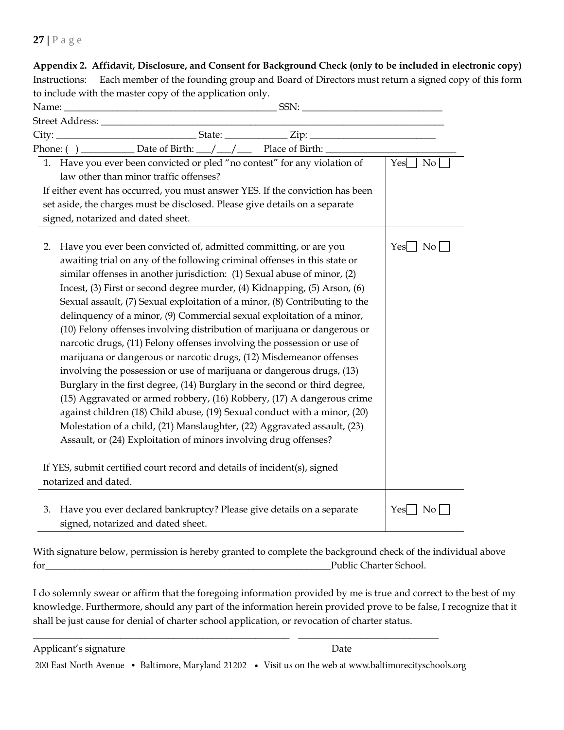**Appendix 2. Affidavit, Disclosure, and Consent for Background Check (only to be included in electronic copy)**

Instructions: Each member of the founding group and Board of Directors must return a signed copy of this form to include with the master copy of the application only.

Name: ___________________________________________ SSN: ____________________________

Street Address: ______________________________________________________________________

City: ____________________________ State: ____________ Zip: _________________________

Phone: ( ) ___________ Date of Birth: ___/___/___ Place of Birth: ___________________________

| | |
|---|---|
| 1. Have you ever been convicted or pled "no contest" for any violation of law other than minor traffic offenses?<br>If either event has occurred, you must answer YES. If the conviction has been set aside, the charges must be disclosed. Please give details on a separate signed, notarized and dated sheet. | Yes☐ No☐ |
| 2. Have you ever been convicted of, admitted committing, or are you awaiting trial on any of the following criminal offenses in this state or similar offenses in another jurisdiction: (1) Sexual abuse of minor, (2) Incest, (3) First or second degree murder, (4) Kidnapping, (5) Arson, (6) Sexual assault, (7) Sexual exploitation of a minor, (8) Contributing to the delinquency of a minor, (9) Commercial sexual exploitation of a minor, (10) Felony offenses involving distribution of marijuana or dangerous or narcotic drugs, (11) Felony offenses involving the possession or use of marijuana or dangerous or narcotic drugs, (12) Misdemeanor offenses involving the possession or use of marijuana or dangerous drugs, (13) Burglary in the first degree, (14) Burglary in the second or third degree, (15) Aggravated or armed robbery, (16) Robbery, (17) A dangerous crime against children (18) Child abuse, (19) Sexual conduct with a minor, (20) Molestation of a child, (21) Manslaughter, (22) Aggravated assault, (23) Assault, or (24) Exploitation of minors involving drug offenses?<br><br>If YES, submit certified court record and details of incident(s), signed notarized and dated. | Yes☐ No☐ |
| 3. Have you ever declared bankruptcy? Please give details on a separate signed, notarized and dated sheet. | Yes☐ No☐ |

With signature below, permission is hereby granted to complete the background check of the individual above for____________________________________________________________Public Charter School.

I do solemnly swear or affirm that the foregoing information provided by me is true and correct to the best of my knowledge. Furthermore, should any part of the information herein provided prove to be false, I recognize that it shall be just cause for denial of charter school application, or revocation of charter status.

_______________________________________________________ ______________________________

Applicant's signature Date

200 East North Avenue • Baltimore, Maryland 21202 • Visit us on the web at www.baltimorecityschools.org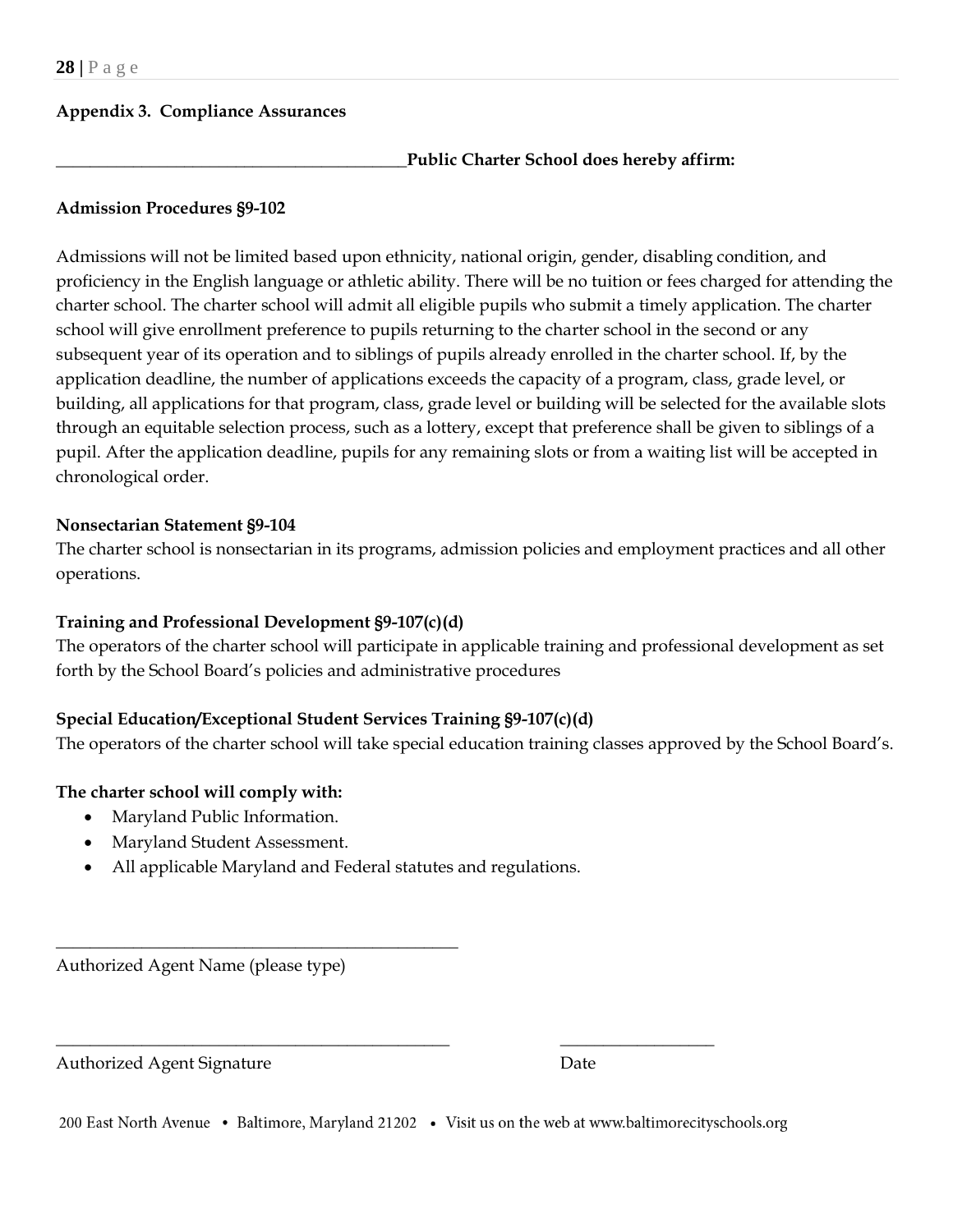**Appendix 3. Compliance Assurances**

\_\_\_\_\_\_\_\_\_\_\_\_\_\_\_\_\_\_\_\_\_\_\_\_\_\_\_\_\_\_\_\_\_\_\_\_\_\_\_\_\_\_**Public Charter School does hereby affirm:**

**Admission Procedures §9-102**

Admissions will not be limited based upon ethnicity, national origin, gender, disabling condition, and proficiency in the English language or athletic ability. There will be no tuition or fees charged for attending the charter school. The charter school will admit all eligible pupils who submit a timely application. The charter school will give enrollment preference to pupils returning to the charter school in the second or any subsequent year of its operation and to siblings of pupils already enrolled in the charter school. If, by the application deadline, the number of applications exceeds the capacity of a program, class, grade level, or building, all applications for that program, class, grade level or building will be selected for the available slots through an equitable selection process, such as a lottery, except that preference shall be given to siblings of a pupil. After the application deadline, pupils for any remaining slots or from a waiting list will be accepted in chronological order.

**Nonsectarian Statement §9-104**

The charter school is nonsectarian in its programs, admission policies and employment practices and all other operations.

**Training and Professional Development §9-107(c)(d)**

The operators of the charter school will participate in applicable training and professional development as set forth by the School Board's policies and administrative procedures

**Special Education/Exceptional Student Services Training §9-107(c)(d)**

The operators of the charter school will take special education training classes approved by the School Board's.

**The charter school will comply with:**

- Maryland Public Information.
- Maryland Student Assessment.
- All applicable Maryland and Federal statutes and regulations.

\_\_\_\_\_\_\_\_\_\_\_\_\_\_\_\_\_\_\_\_\_\_\_\_\_\_\_\_\_\_\_\_\_\_\_\_\_\_\_\_\_\_\_\_\_\_

Authorized Agent Name (please type)

\_\_\_\_\_\_\_\_\_\_\_\_\_\_\_\_\_\_\_\_\_\_\_\_\_\_\_\_\_\_\_\_\_\_\_\_\_\_\_\_\_\_\_\_\_\_ \_\_\_\_\_\_\_\_\_\_\_\_\_\_\_\_\_\_

Authorized Agent Signature Date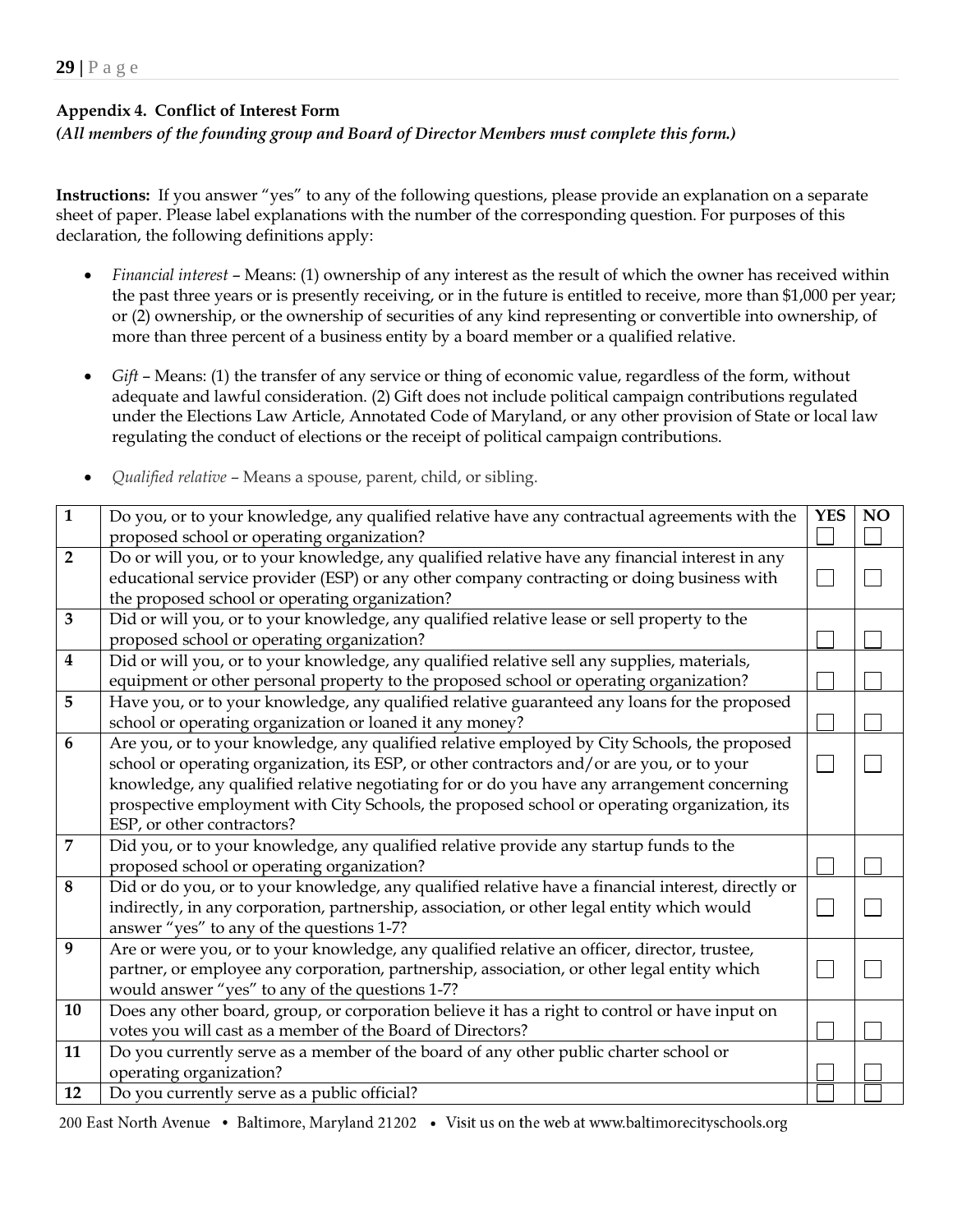### Appendix 4. Conflict of Interest Form

***(All members of the founding group and Board of Director Members must complete this form.)***

**Instructions:** If you answer "yes" to any of the following questions, please provide an explanation on a separate sheet of paper. Please label explanations with the number of the corresponding question. For purposes of this declaration, the following definitions apply:

- *Financial interest* – Means: (1) ownership of any interest as the result of which the owner has received within the past three years or is presently receiving, or in the future is entitled to receive, more than $1,000 per year; or (2) ownership, or the ownership of securities of any kind representing or convertible into ownership, of more than three percent of a business entity by a board member or a qualified relative.
- *Gift* – Means: (1) the transfer of any service or thing of economic value, regardless of the form, without adequate and lawful consideration. (2) Gift does not include political campaign contributions regulated under the Elections Law Article, Annotated Code of Maryland, or any other provision of State or local law regulating the conduct of elections or the receipt of political campaign contributions.
- *Qualified relative* – Means a spouse, parent, child, or sibling.

| # | Question | YES | NO |
|---|---|---|---|
| **1** | Do you, or to your knowledge, any qualified relative have any contractual agreements with the proposed school or operating organization? | ☐ | ☐ |
| **2** | Do or will you, or to your knowledge, any qualified relative have any financial interest in any educational service provider (ESP) or any other company contracting or doing business with the proposed school or operating organization? | ☐ | ☐ |
| **3** | Did or will you, or to your knowledge, any qualified relative lease or sell property to the proposed school or operating organization? | ☐ | ☐ |
| **4** | Did or will you, or to your knowledge, any qualified relative sell any supplies, materials, equipment or other personal property to the proposed school or operating organization? | ☐ | ☐ |
| **5** | Have you, or to your knowledge, any qualified relative guaranteed any loans for the proposed school or operating organization or loaned it any money? | ☐ | ☐ |
| **6** | Are you, or to your knowledge, any qualified relative employed by City Schools, the proposed school or operating organization, its ESP, or other contractors and/or are you, or to your knowledge, any qualified relative negotiating for or do you have any arrangement concerning prospective employment with City Schools, the proposed school or operating organization, its ESP, or other contractors? | ☐ | ☐ |
| **7** | Did you, or to your knowledge, any qualified relative provide any startup funds to the proposed school or operating organization? | ☐ | ☐ |
| **8** | Did or do you, or to your knowledge, any qualified relative have a financial interest, directly or indirectly, in any corporation, partnership, association, or other legal entity which would answer "yes" to any of the questions 1-7? | ☐ | ☐ |
| **9** | Are or were you, or to your knowledge, any qualified relative an officer, director, trustee, partner, or employee any corporation, partnership, association, or other legal entity which would answer "yes" to any of the questions 1-7? | ☐ | ☐ |
| **10** | Does any other board, group, or corporation believe it has a right to control or have input on votes you will cast as a member of the Board of Directors? | ☐ | ☐ |
| **11** | Do you currently serve as a member of the board of any other public charter school or operating organization? | ☐ | ☐ |
| **12** | Do you currently serve as a public official? | ☐ | ☐ |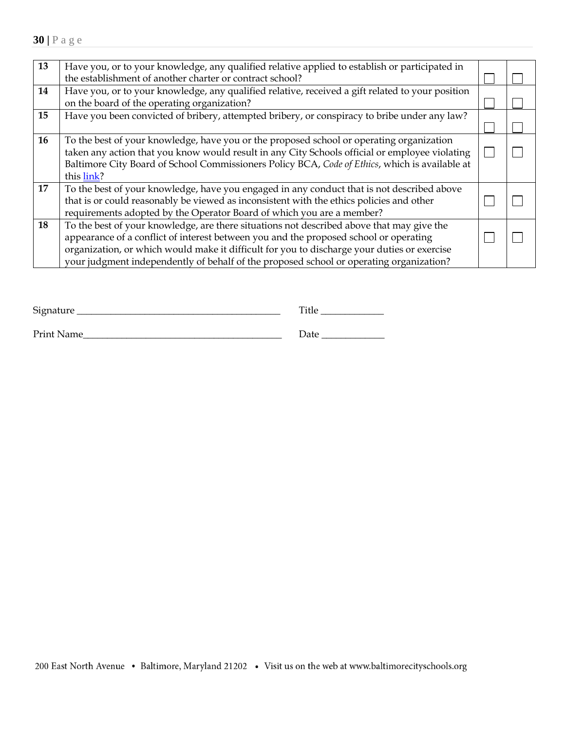| | | | |
|---|---|---|---|
| **13** | Have you, or to your knowledge, any qualified relative applied to establish or participated in the establishment of another charter or contract school? | ☐ | ☐ |
| **14** | Have you, or to your knowledge, any qualified relative, received a gift related to your position on the board of the operating organization? | ☐ | ☐ |
| **15** | Have you been convicted of bribery, attempted bribery, or conspiracy to bribe under any law? | ☐ | ☐ |
| **16** | To the best of your knowledge, have you or the proposed school or operating organization taken any action that you know would result in any City Schools official or employee violating Baltimore City Board of School Commissioners Policy BCA, *Code of Ethics*, which is available at this link? | ☐ | ☐ |
| **17** | To the best of your knowledge, have you engaged in any conduct that is not described above that is or could reasonably be viewed as inconsistent with the ethics policies and other requirements adopted by the Operator Board of which you are a member? | ☐ | ☐ |
| **18** | To the best of your knowledge, are there situations not described above that may give the appearance of a conflict of interest between you and the proposed school or operating organization, or which would make it difficult for you to discharge your duties or exercise your judgment independently of behalf of the proposed school or operating organization? | ☐ | ☐ |

Signature ___________________________________________ Title _____________

Print Name__________________________________________ Date _____________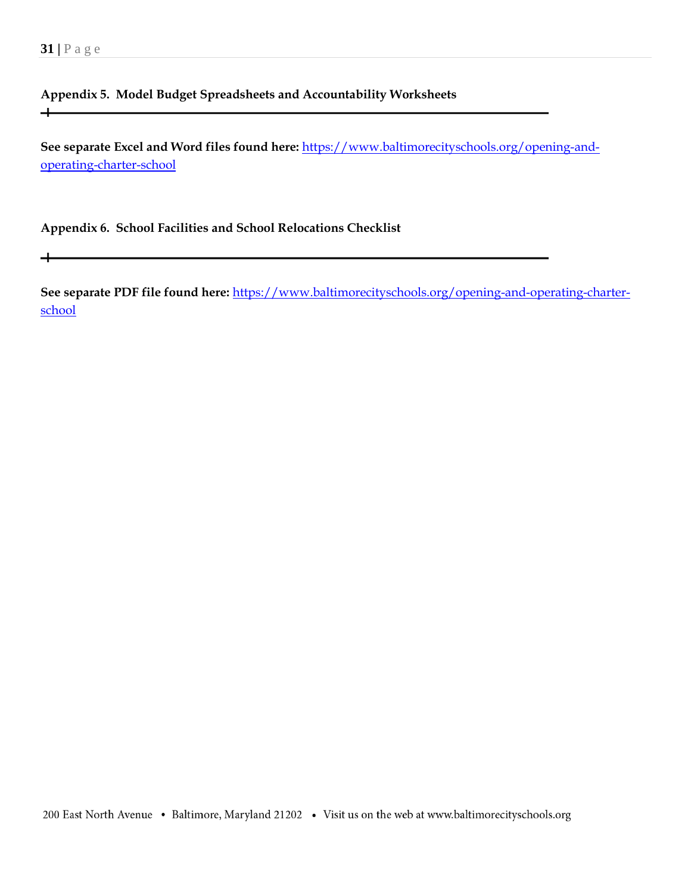## Appendix 5. Model Budget Spreadsheets and Accountability Worksheets

---

**See separate Excel and Word files found here:** [https://www.baltimorecityschools.org/opening-and-operating-charter-school](https://www.baltimorecityschools.org/opening-and-operating-charter-school)

## Appendix 6. School Facilities and School Relocations Checklist

---

**See separate PDF file found here:** [https://www.baltimorecityschools.org/opening-and-operating-charter-school](https://www.baltimorecityschools.org/opening-and-operating-charter-school)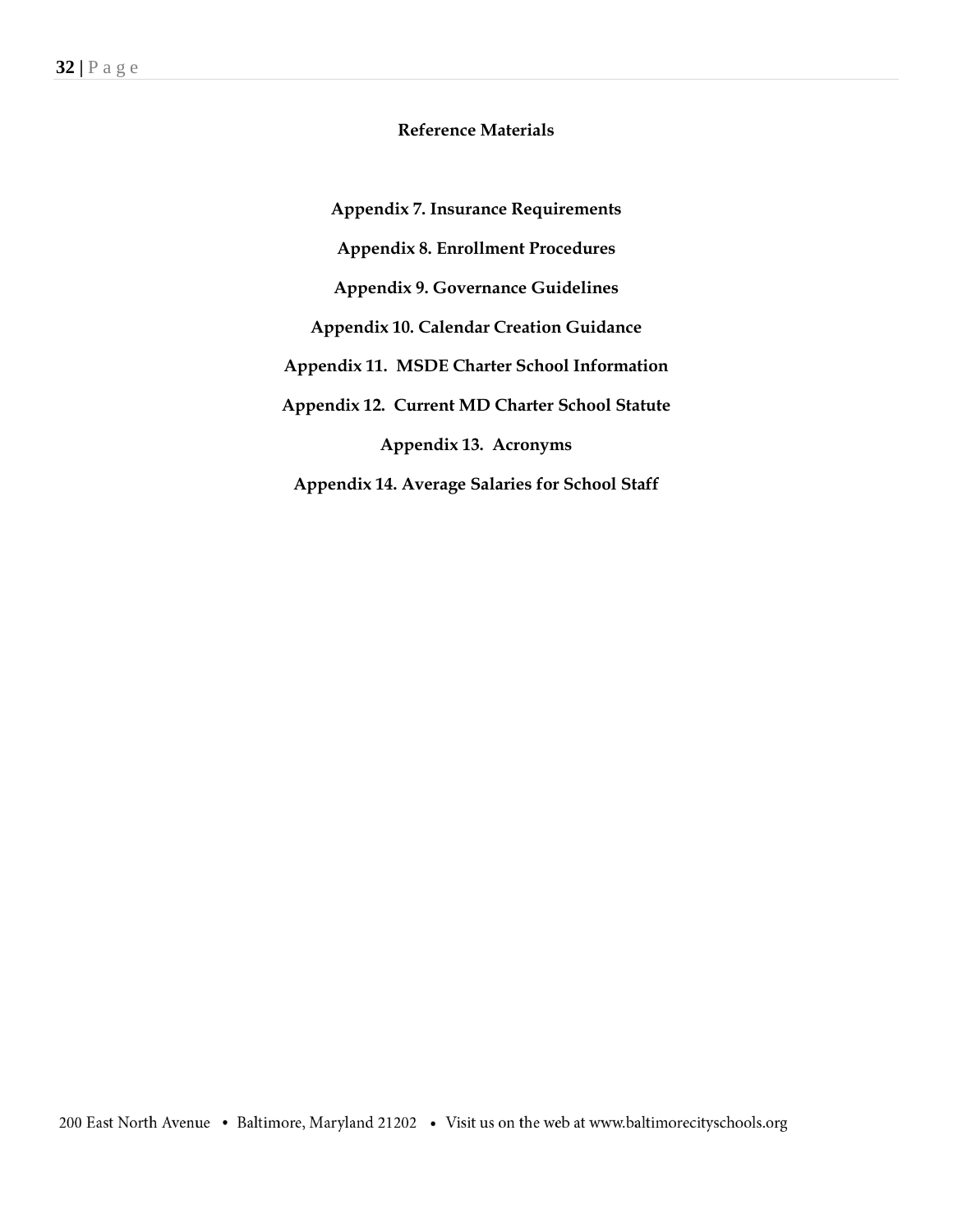## Reference Materials

**Appendix 7. Insurance Requirements**

**Appendix 8. Enrollment Procedures**

**Appendix 9. Governance Guidelines**

**Appendix 10. Calendar Creation Guidance**

**Appendix 11. MSDE Charter School Information**

**Appendix 12. Current MD Charter School Statute**

**Appendix 13. Acronyms**

**Appendix 14. Average Salaries for School Staff**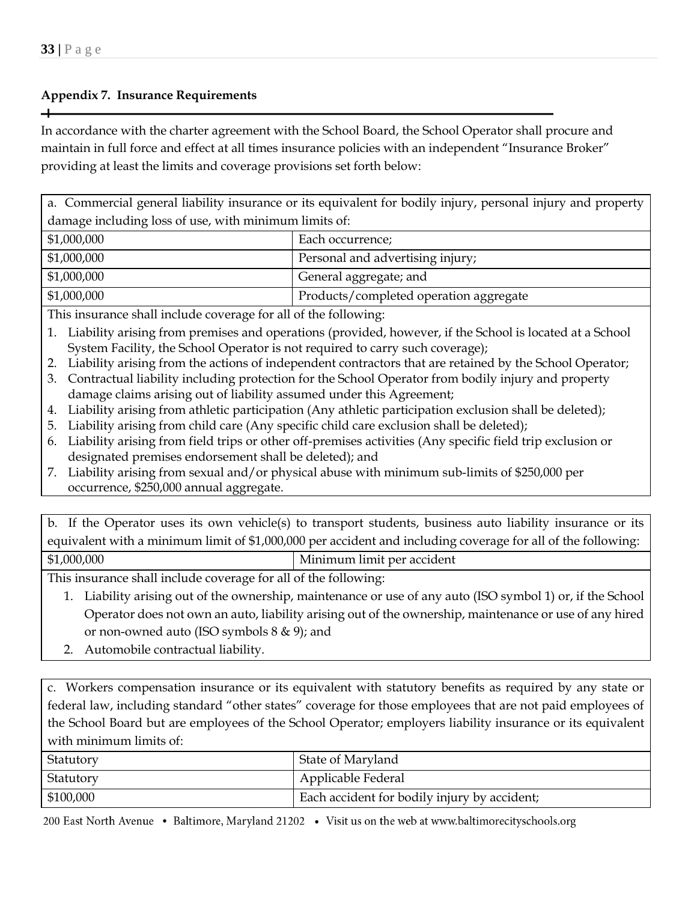### Appendix 7. Insurance Requirements

In accordance with the charter agreement with the School Board, the School Operator shall procure and maintain in full force and effect at all times insurance policies with an independent "Insurance Broker" providing at least the limits and coverage provisions set forth below:

a. Commercial general liability insurance or its equivalent for bodily injury, personal injury and property damage including loss of use, with minimum limits of:

| | |
|---|---|
| $1,000,000 | Each occurrence; |
| $1,000,000 | Personal and advertising injury; |
| $1,000,000 | General aggregate; and |
| $1,000,000 | Products/completed operation aggregate |

This insurance shall include coverage for all of the following:

1. Liability arising from premises and operations (provided, however, if the School is located at a School System Facility, the School Operator is not required to carry such coverage);
2. Liability arising from the actions of independent contractors that are retained by the School Operator;
3. Contractual liability including protection for the School Operator from bodily injury and property damage claims arising out of liability assumed under this Agreement;
4. Liability arising from athletic participation (Any athletic participation exclusion shall be deleted);
5. Liability arising from child care (Any specific child care exclusion shall be deleted);
6. Liability arising from field trips or other off-premises activities (Any specific field trip exclusion or designated premises endorsement shall be deleted); and
7. Liability arising from sexual and/or physical abuse with minimum sub-limits of $250,000 per occurrence, $250,000 annual aggregate.

b. If the Operator uses its own vehicle(s) to transport students, business auto liability insurance or its equivalent with a minimum limit of $1,000,000 per accident and including coverage for all of the following:

| | |
|---|---|
| $1,000,000 | Minimum limit per accident |

This insurance shall include coverage for all of the following:

1. Liability arising out of the ownership, maintenance or use of any auto (ISO symbol 1) or, if the School Operator does not own an auto, liability arising out of the ownership, maintenance or use of any hired or non-owned auto (ISO symbols 8 & 9); and
2. Automobile contractual liability.

c. Workers compensation insurance or its equivalent with statutory benefits as required by any state or federal law, including standard "other states" coverage for those employees that are not paid employees of the School Board but are employees of the School Operator; employers liability insurance or its equivalent with minimum limits of:

| | |
|---|---|
| Statutory | State of Maryland |
| Statutory | Applicable Federal |
| $100,000 | Each accident for bodily injury by accident; |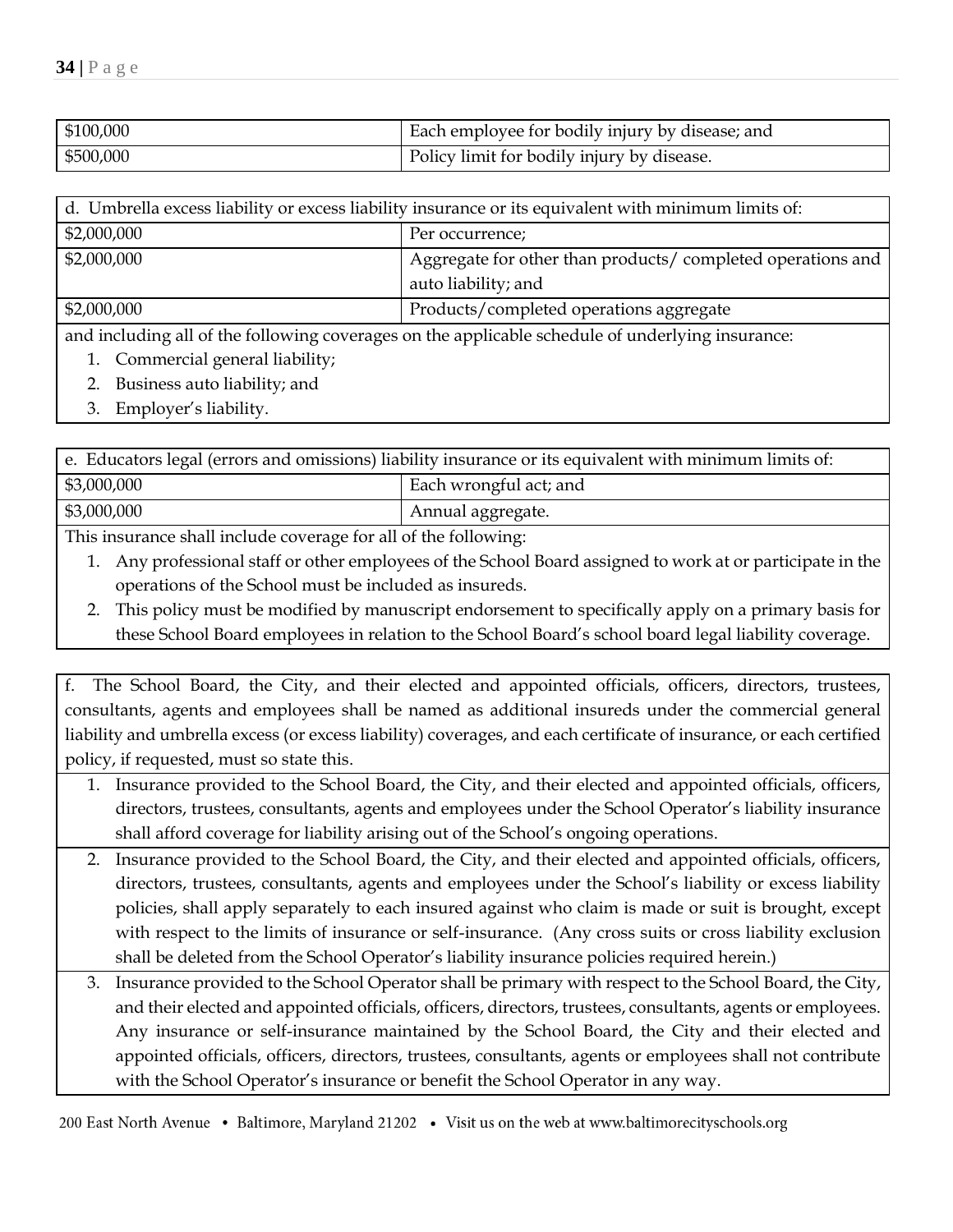| | |
|---|---|
| $100,000 | Each employee for bodily injury by disease; and |
| $500,000 | Policy limit for bodily injury by disease. |

d. Umbrella excess liability or excess liability insurance or its equivalent with minimum limits of:

| | |
|---|---|
| $2,000,000 | Per occurrence; |
| $2,000,000 | Aggregate for other than products/ completed operations and auto liability; and |
| $2,000,000 | Products/completed operations aggregate |

and including all of the following coverages on the applicable schedule of underlying insurance:

1. Commercial general liability;
2. Business auto liability; and
3. Employer's liability.

e. Educators legal (errors and omissions) liability insurance or its equivalent with minimum limits of:

| | |
|---|---|
| $3,000,000 | Each wrongful act; and |
| $3,000,000 | Annual aggregate. |

This insurance shall include coverage for all of the following:

1. Any professional staff or other employees of the School Board assigned to work at or participate in the operations of the School must be included as insureds.
2. This policy must be modified by manuscript endorsement to specifically apply on a primary basis for these School Board employees in relation to the School Board's school board legal liability coverage.

f. The School Board, the City, and their elected and appointed officials, officers, directors, trustees, consultants, agents and employees shall be named as additional insureds under the commercial general liability and umbrella excess (or excess liability) coverages, and each certificate of insurance, or each certified policy, if requested, must so state this.

1. Insurance provided to the School Board, the City, and their elected and appointed officials, officers, directors, trustees, consultants, agents and employees under the School Operator's liability insurance shall afford coverage for liability arising out of the School's ongoing operations.
2. Insurance provided to the School Board, the City, and their elected and appointed officials, officers, directors, trustees, consultants, agents and employees under the School's liability or excess liability policies, shall apply separately to each insured against who claim is made or suit is brought, except with respect to the limits of insurance or self-insurance. (Any cross suits or cross liability exclusion shall be deleted from the School Operator's liability insurance policies required herein.)
3. Insurance provided to the School Operator shall be primary with respect to the School Board, the City, and their elected and appointed officials, officers, directors, trustees, consultants, agents or employees. Any insurance or self-insurance maintained by the School Board, the City and their elected and appointed officials, officers, directors, trustees, consultants, agents or employees shall not contribute with the School Operator's insurance or benefit the School Operator in any way.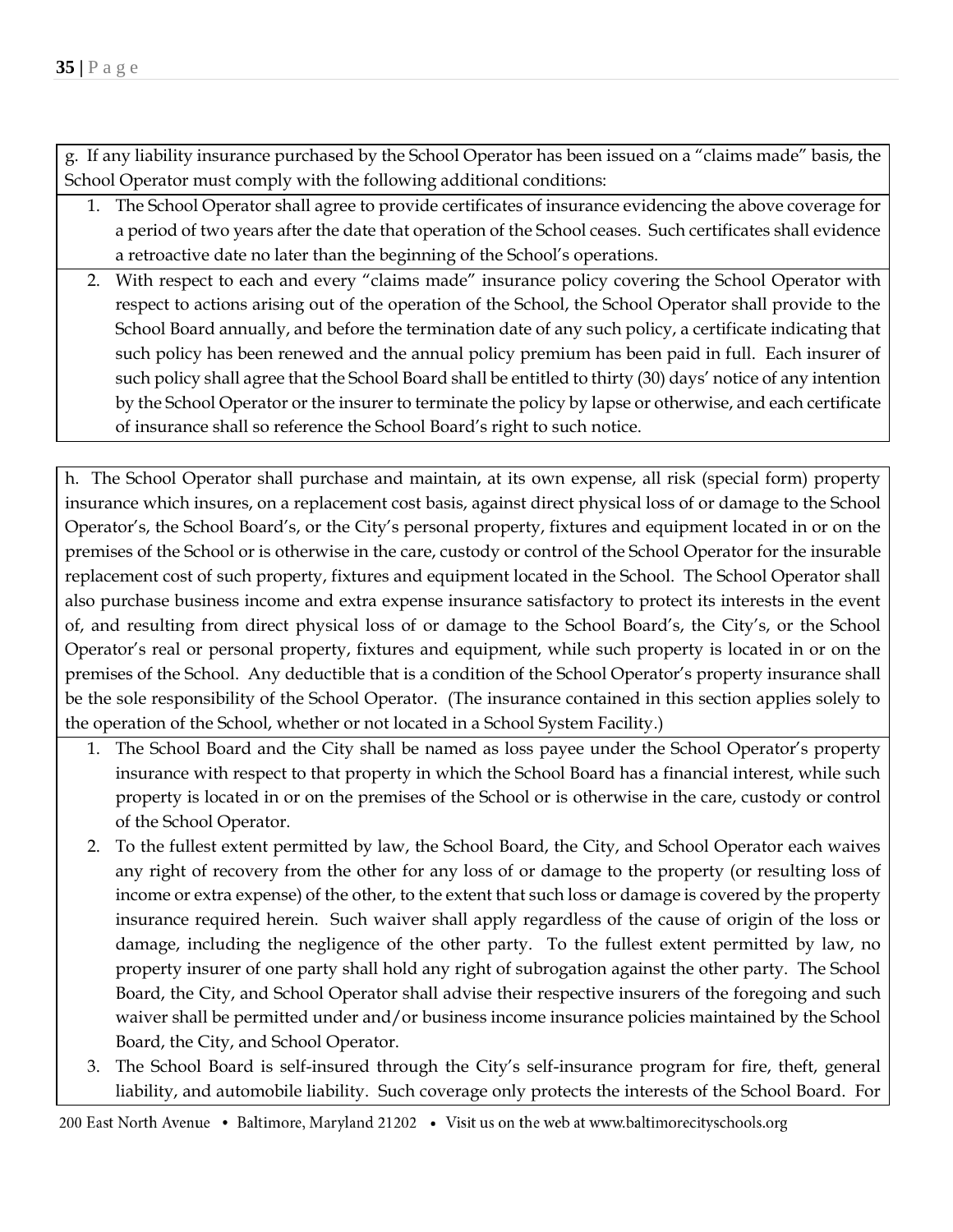g. If any liability insurance purchased by the School Operator has been issued on a "claims made" basis, the School Operator must comply with the following additional conditions:

1. The School Operator shall agree to provide certificates of insurance evidencing the above coverage for a period of two years after the date that operation of the School ceases. Such certificates shall evidence a retroactive date no later than the beginning of the School's operations.
2. With respect to each and every "claims made" insurance policy covering the School Operator with respect to actions arising out of the operation of the School, the School Operator shall provide to the School Board annually, and before the termination date of any such policy, a certificate indicating that such policy has been renewed and the annual policy premium has been paid in full. Each insurer of such policy shall agree that the School Board shall be entitled to thirty (30) days' notice of any intention by the School Operator or the insurer to terminate the policy by lapse or otherwise, and each certificate of insurance shall so reference the School Board's right to such notice.

h. The School Operator shall purchase and maintain, at its own expense, all risk (special form) property insurance which insures, on a replacement cost basis, against direct physical loss of or damage to the School Operator's, the School Board's, or the City's personal property, fixtures and equipment located in or on the premises of the School or is otherwise in the care, custody or control of the School Operator for the insurable replacement cost of such property, fixtures and equipment located in the School. The School Operator shall also purchase business income and extra expense insurance satisfactory to protect its interests in the event of, and resulting from direct physical loss of or damage to the School Board's, the City's, or the School Operator's real or personal property, fixtures and equipment, while such property is located in or on the premises of the School. Any deductible that is a condition of the School Operator's property insurance shall be the sole responsibility of the School Operator. (The insurance contained in this section applies solely to the operation of the School, whether or not located in a School System Facility.)

1. The School Board and the City shall be named as loss payee under the School Operator's property insurance with respect to that property in which the School Board has a financial interest, while such property is located in or on the premises of the School or is otherwise in the care, custody or control of the School Operator.
2. To the fullest extent permitted by law, the School Board, the City, and School Operator each waives any right of recovery from the other for any loss of or damage to the property (or resulting loss of income or extra expense) of the other, to the extent that such loss or damage is covered by the property insurance required herein. Such waiver shall apply regardless of the cause of origin of the loss or damage, including the negligence of the other party. To the fullest extent permitted by law, no property insurer of one party shall hold any right of subrogation against the other party. The School Board, the City, and School Operator shall advise their respective insurers of the foregoing and such waiver shall be permitted under and/or business income insurance policies maintained by the School Board, the City, and School Operator.
3. The School Board is self-insured through the City's self-insurance program for fire, theft, general liability, and automobile liability. Such coverage only protects the interests of the School Board. For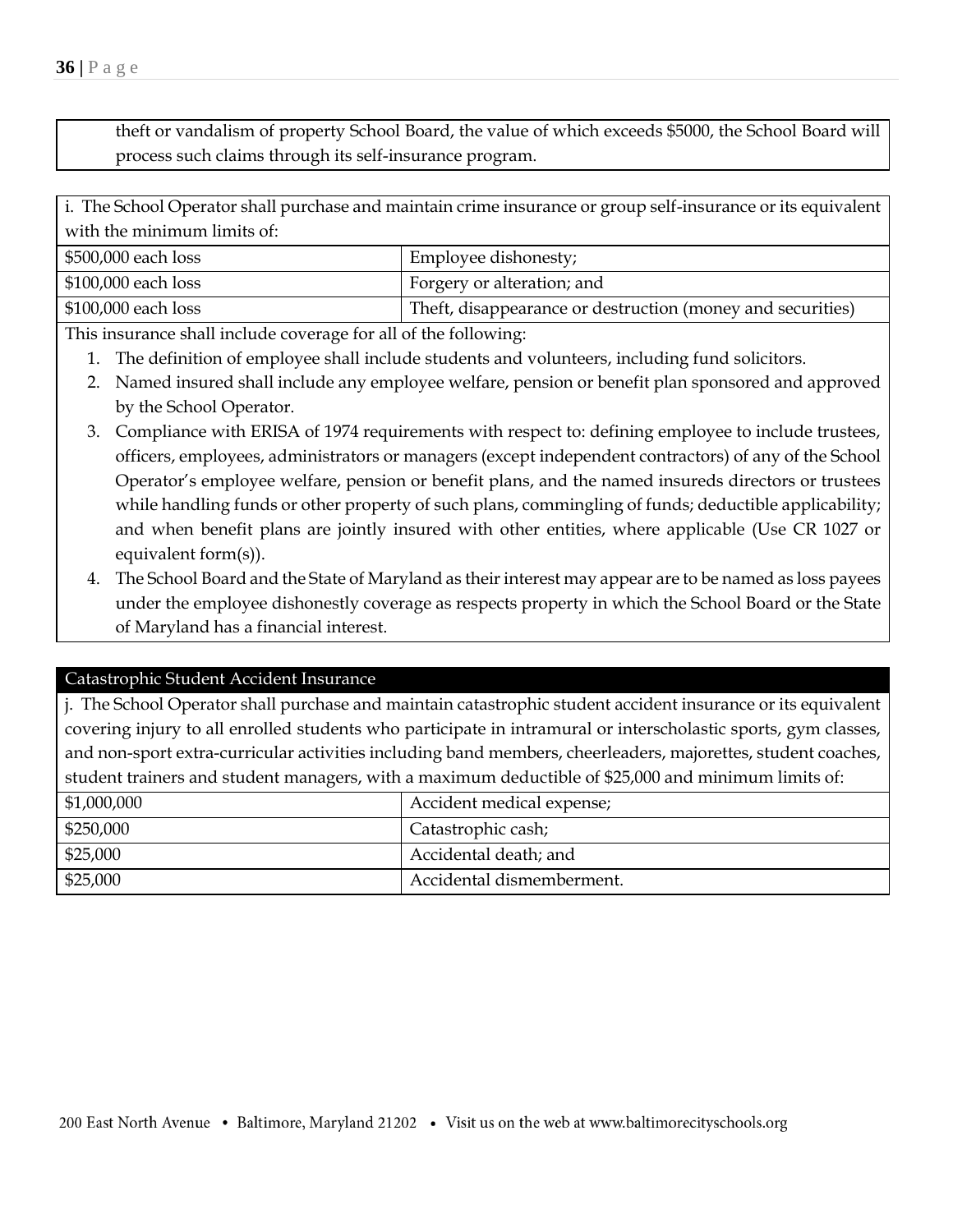theft or vandalism of property School Board, the value of which exceeds $5000, the School Board will process such claims through its self-insurance program.

i. The School Operator shall purchase and maintain crime insurance or group self-insurance or its equivalent with the minimum limits of:

| | |
|---|---|
| $500,000 each loss | Employee dishonesty; |
| $100,000 each loss | Forgery or alteration; and |
| $100,000 each loss | Theft, disappearance or destruction (money and securities) |

This insurance shall include coverage for all of the following:

1. The definition of employee shall include students and volunteers, including fund solicitors.
2. Named insured shall include any employee welfare, pension or benefit plan sponsored and approved by the School Operator.
3. Compliance with ERISA of 1974 requirements with respect to: defining employee to include trustees, officers, employees, administrators or managers (except independent contractors) of any of the School Operator's employee welfare, pension or benefit plans, and the named insureds directors or trustees while handling funds or other property of such plans, commingling of funds; deductible applicability; and when benefit plans are jointly insured with other entities, where applicable (Use CR 1027 or equivalent form(s)).
4. The School Board and the State of Maryland as their interest may appear are to be named as loss payees under the employee dishonestly coverage as respects property in which the School Board or the State of Maryland has a financial interest.

### Catastrophic Student Accident Insurance

j. The School Operator shall purchase and maintain catastrophic student accident insurance or its equivalent covering injury to all enrolled students who participate in intramural or interscholastic sports, gym classes, and non-sport extra-curricular activities including band members, cheerleaders, majorettes, student coaches, student trainers and student managers, with a maximum deductible of $25,000 and minimum limits of:

| | |
|---|---|
| $1,000,000 | Accident medical expense; |
| $250,000 | Catastrophic cash; |
| $25,000 | Accidental death; and |
| $25,000 | Accidental dismemberment. |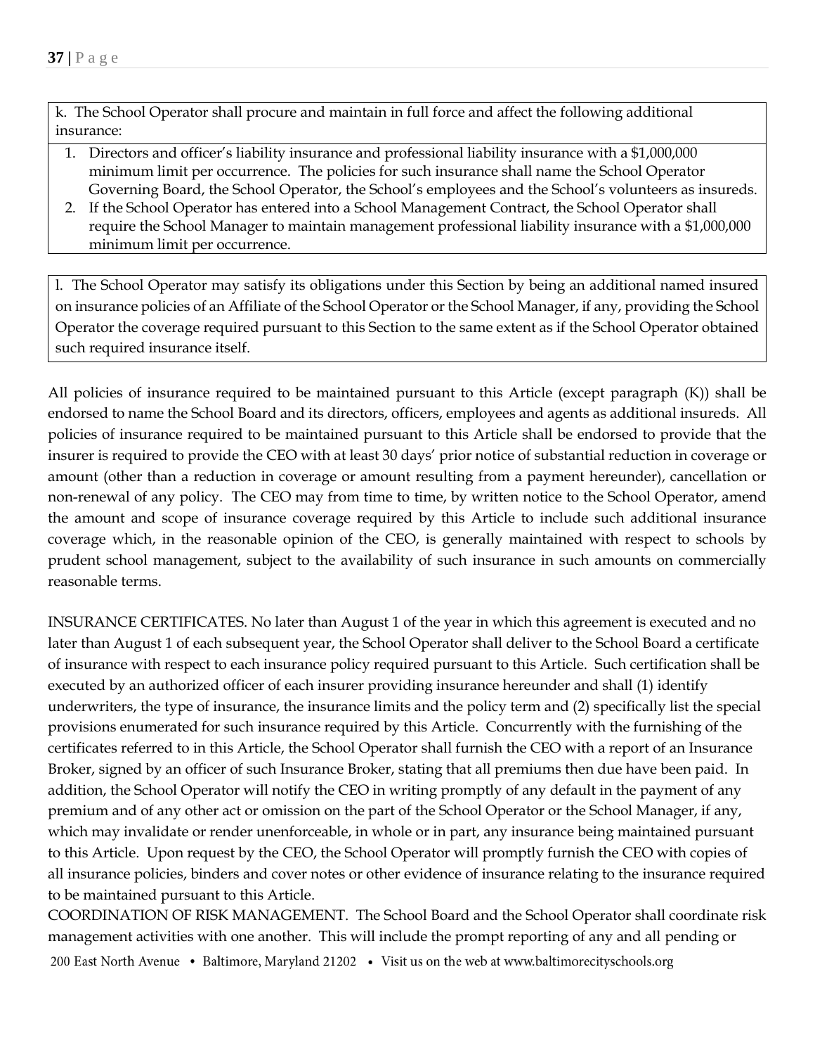k. The School Operator shall procure and maintain in full force and affect the following additional insurance:

1. Directors and officer's liability insurance and professional liability insurance with a $1,000,000 minimum limit per occurrence. The policies for such insurance shall name the School Operator Governing Board, the School Operator, the School's employees and the School's volunteers as insureds.
2. If the School Operator has entered into a School Management Contract, the School Operator shall require the School Manager to maintain management professional liability insurance with a $1,000,000 minimum limit per occurrence.

l. The School Operator may satisfy its obligations under this Section by being an additional named insured on insurance policies of an Affiliate of the School Operator or the School Manager, if any, providing the School Operator the coverage required pursuant to this Section to the same extent as if the School Operator obtained such required insurance itself.

All policies of insurance required to be maintained pursuant to this Article (except paragraph (K)) shall be endorsed to name the School Board and its directors, officers, employees and agents as additional insureds. All policies of insurance required to be maintained pursuant to this Article shall be endorsed to provide that the insurer is required to provide the CEO with at least 30 days' prior notice of substantial reduction in coverage or amount (other than a reduction in coverage or amount resulting from a payment hereunder), cancellation or non-renewal of any policy. The CEO may from time to time, by written notice to the School Operator, amend the amount and scope of insurance coverage required by this Article to include such additional insurance coverage which, in the reasonable opinion of the CEO, is generally maintained with respect to schools by prudent school management, subject to the availability of such insurance in such amounts on commercially reasonable terms.

INSURANCE CERTIFICATES. No later than August 1 of the year in which this agreement is executed and no later than August 1 of each subsequent year, the School Operator shall deliver to the School Board a certificate of insurance with respect to each insurance policy required pursuant to this Article. Such certification shall be executed by an authorized officer of each insurer providing insurance hereunder and shall (1) identify underwriters, the type of insurance, the insurance limits and the policy term and (2) specifically list the special provisions enumerated for such insurance required by this Article. Concurrently with the furnishing of the certificates referred to in this Article, the School Operator shall furnish the CEO with a report of an Insurance Broker, signed by an officer of such Insurance Broker, stating that all premiums then due have been paid. In addition, the School Operator will notify the CEO in writing promptly of any default in the payment of any premium and of any other act or omission on the part of the School Operator or the School Manager, if any, which may invalidate or render unenforceable, in whole or in part, any insurance being maintained pursuant to this Article. Upon request by the CEO, the School Operator will promptly furnish the CEO with copies of all insurance policies, binders and cover notes or other evidence of insurance relating to the insurance required to be maintained pursuant to this Article.

COORDINATION OF RISK MANAGEMENT. The School Board and the School Operator shall coordinate risk management activities with one another. This will include the prompt reporting of any and all pending or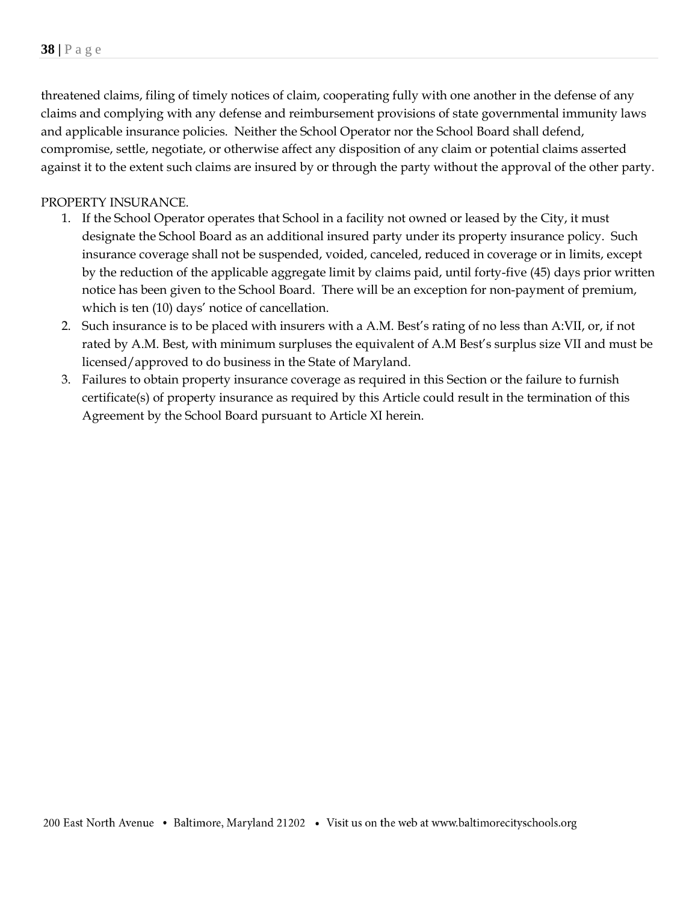threatened claims, filing of timely notices of claim, cooperating fully with one another in the defense of any claims and complying with any defense and reimbursement provisions of state governmental immunity laws and applicable insurance policies. Neither the School Operator nor the School Board shall defend, compromise, settle, negotiate, or otherwise affect any disposition of any claim or potential claims asserted against it to the extent such claims are insured by or through the party without the approval of the other party.

PROPERTY INSURANCE.

1. If the School Operator operates that School in a facility not owned or leased by the City, it must designate the School Board as an additional insured party under its property insurance policy. Such insurance coverage shall not be suspended, voided, canceled, reduced in coverage or in limits, except by the reduction of the applicable aggregate limit by claims paid, until forty-five (45) days prior written notice has been given to the School Board. There will be an exception for non-payment of premium, which is ten (10) days' notice of cancellation.
2. Such insurance is to be placed with insurers with a A.M. Best's rating of no less than A:VII, or, if not rated by A.M. Best, with minimum surpluses the equivalent of A.M Best's surplus size VII and must be licensed/approved to do business in the State of Maryland.
3. Failures to obtain property insurance coverage as required in this Section or the failure to furnish certificate(s) of property insurance as required by this Article could result in the termination of this Agreement by the School Board pursuant to Article XI herein.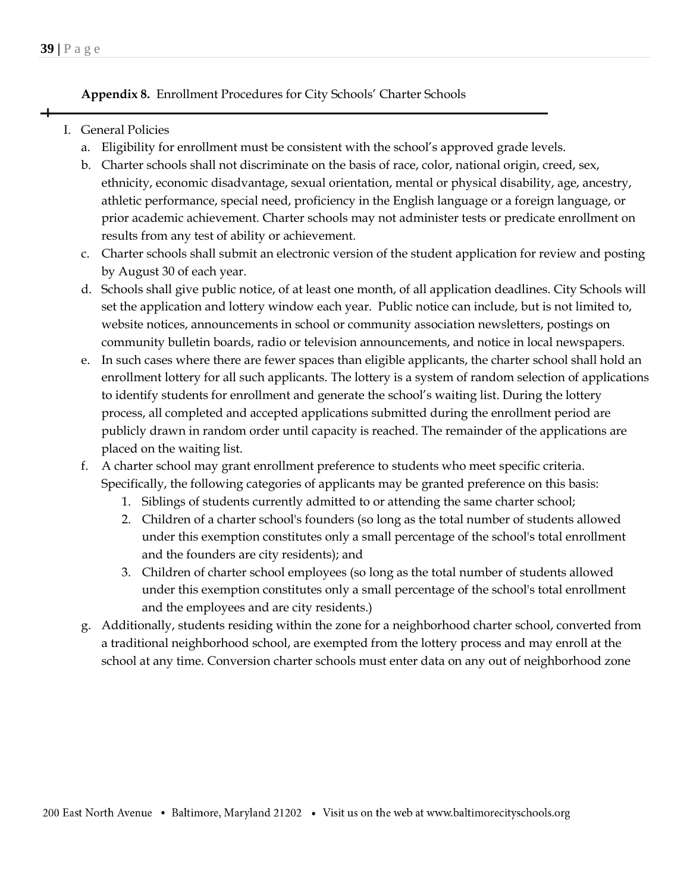**Appendix 8.** Enrollment Procedures for City Schools' Charter Schools

I. General Policies
   a. Eligibility for enrollment must be consistent with the school's approved grade levels.
   b. Charter schools shall not discriminate on the basis of race, color, national origin, creed, sex, ethnicity, economic disadvantage, sexual orientation, mental or physical disability, age, ancestry, athletic performance, special need, proficiency in the English language or a foreign language, or prior academic achievement. Charter schools may not administer tests or predicate enrollment on results from any test of ability or achievement.
   c. Charter schools shall submit an electronic version of the student application for review and posting by August 30 of each year.
   d. Schools shall give public notice, of at least one month, of all application deadlines. City Schools will set the application and lottery window each year. Public notice can include, but is not limited to, website notices, announcements in school or community association newsletters, postings on community bulletin boards, radio or television announcements, and notice in local newspapers.
   e. In such cases where there are fewer spaces than eligible applicants, the charter school shall hold an enrollment lottery for all such applicants. The lottery is a system of random selection of applications to identify students for enrollment and generate the school's waiting list. During the lottery process, all completed and accepted applications submitted during the enrollment period are publicly drawn in random order until capacity is reached. The remainder of the applications are placed on the waiting list.
   f. A charter school may grant enrollment preference to students who meet specific criteria. Specifically, the following categories of applicants may be granted preference on this basis:
      1. Siblings of students currently admitted to or attending the same charter school;
      2. Children of a charter school's founders (so long as the total number of students allowed under this exemption constitutes only a small percentage of the school's total enrollment and the founders are city residents); and
      3. Children of charter school employees (so long as the total number of students allowed under this exemption constitutes only a small percentage of the school's total enrollment and the employees and are city residents.)
   g. Additionally, students residing within the zone for a neighborhood charter school, converted from a traditional neighborhood school, are exempted from the lottery process and may enroll at the school at any time. Conversion charter schools must enter data on any out of neighborhood zone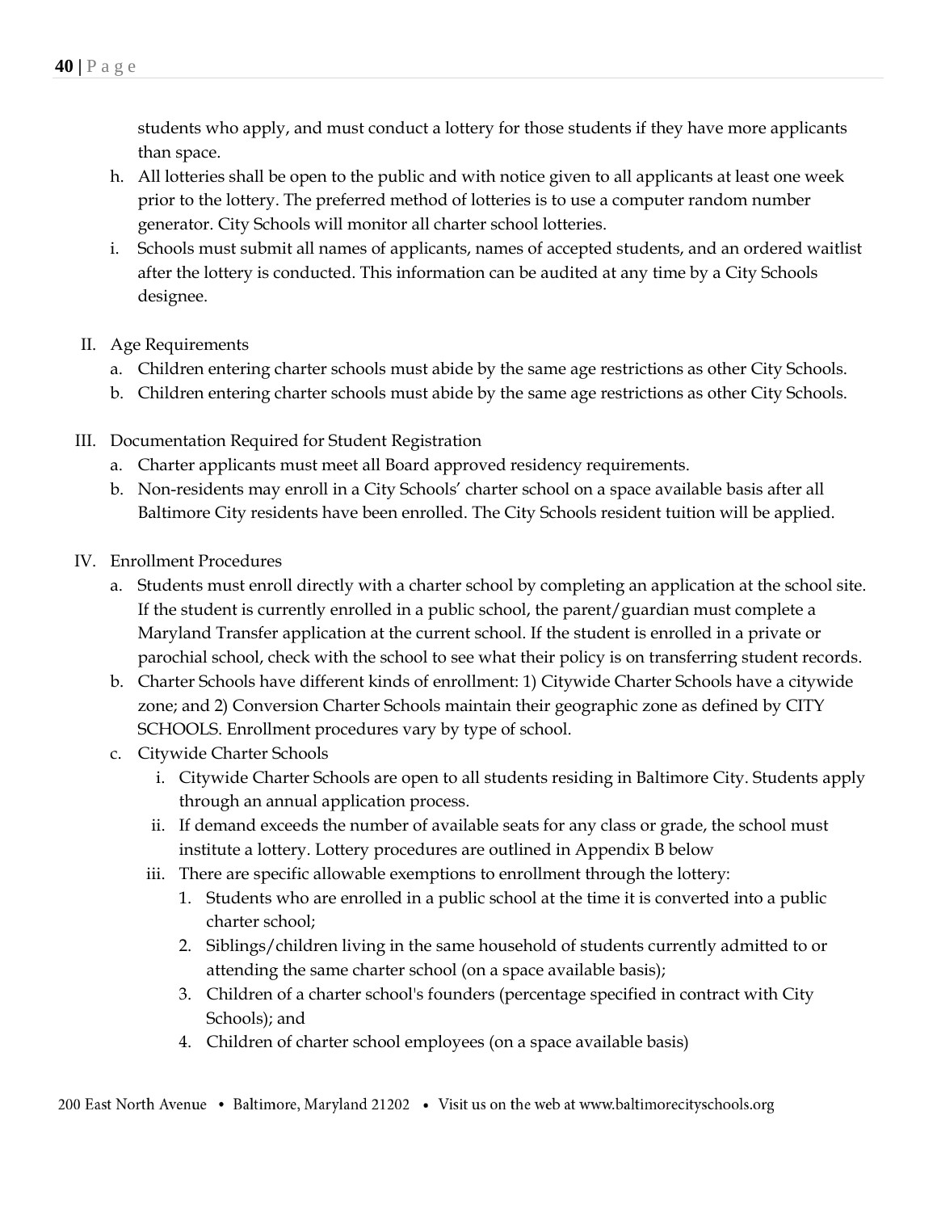students who apply, and must conduct a lottery for those students if they have more applicants than space.

h. All lotteries shall be open to the public and with notice given to all applicants at least one week prior to the lottery. The preferred method of lotteries is to use a computer random number generator. City Schools will monitor all charter school lotteries.
i. Schools must submit all names of applicants, names of accepted students, and an ordered waitlist after the lottery is conducted. This information can be audited at any time by a City Schools designee.

II. Age Requirements
   a. Children entering charter schools must abide by the same age restrictions as other City Schools.
   b. Children entering charter schools must abide by the same age restrictions as other City Schools.

III. Documentation Required for Student Registration
   a. Charter applicants must meet all Board approved residency requirements.
   b. Non-residents may enroll in a City Schools' charter school on a space available basis after all Baltimore City residents have been enrolled. The City Schools resident tuition will be applied.

IV. Enrollment Procedures
   a. Students must enroll directly with a charter school by completing an application at the school site. If the student is currently enrolled in a public school, the parent/guardian must complete a Maryland Transfer application at the current school. If the student is enrolled in a private or parochial school, check with the school to see what their policy is on transferring student records.
   b. Charter Schools have different kinds of enrollment: 1) Citywide Charter Schools have a citywide zone; and 2) Conversion Charter Schools maintain their geographic zone as defined by CITY SCHOOLS. Enrollment procedures vary by type of school.
   c. Citywide Charter Schools
      i. Citywide Charter Schools are open to all students residing in Baltimore City. Students apply through an annual application process.
      ii. If demand exceeds the number of available seats for any class or grade, the school must institute a lottery. Lottery procedures are outlined in Appendix B below
      iii. There are specific allowable exemptions to enrollment through the lottery:
         1. Students who are enrolled in a public school at the time it is converted into a public charter school;
         2. Siblings/children living in the same household of students currently admitted to or attending the same charter school (on a space available basis);
         3. Children of a charter school's founders (percentage specified in contract with City Schools); and
         4. Children of charter school employees (on a space available basis)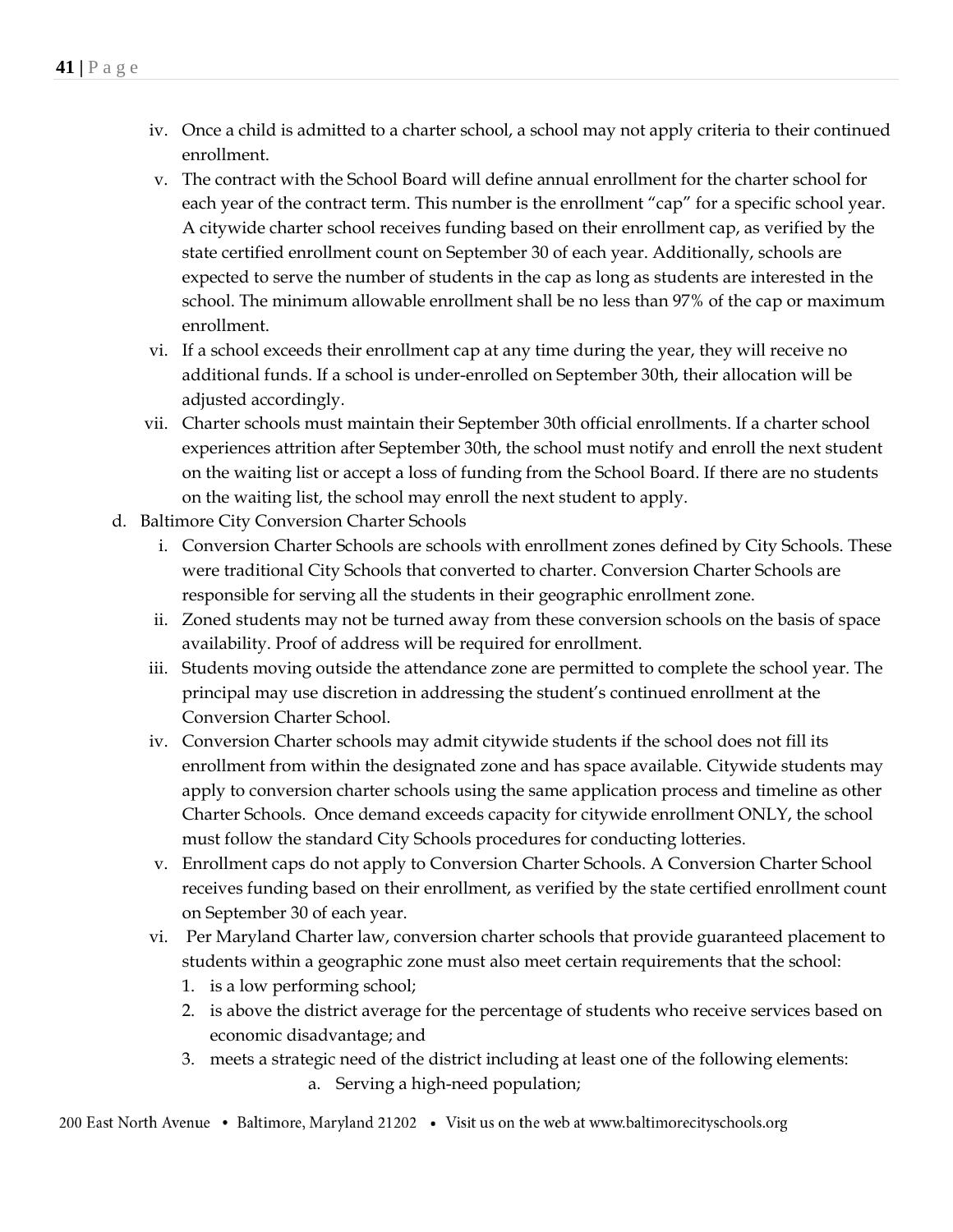iv. Once a child is admitted to a charter school, a school may not apply criteria to their continued enrollment.

v. The contract with the School Board will define annual enrollment for the charter school for each year of the contract term. This number is the enrollment "cap" for a specific school year. A citywide charter school receives funding based on their enrollment cap, as verified by the state certified enrollment count on September 30 of each year. Additionally, schools are expected to serve the number of students in the cap as long as students are interested in the school. The minimum allowable enrollment shall be no less than 97% of the cap or maximum enrollment.

vi. If a school exceeds their enrollment cap at any time during the year, they will receive no additional funds. If a school is under-enrolled on September 30th, their allocation will be adjusted accordingly.

vii. Charter schools must maintain their September 30th official enrollments. If a charter school experiences attrition after September 30th, the school must notify and enroll the next student on the waiting list or accept a loss of funding from the School Board. If there are no students on the waiting list, the school may enroll the next student to apply.

d. Baltimore City Conversion Charter Schools

i. Conversion Charter Schools are schools with enrollment zones defined by City Schools. These were traditional City Schools that converted to charter. Conversion Charter Schools are responsible for serving all the students in their geographic enrollment zone.

ii. Zoned students may not be turned away from these conversion schools on the basis of space availability. Proof of address will be required for enrollment.

iii. Students moving outside the attendance zone are permitted to complete the school year. The principal may use discretion in addressing the student's continued enrollment at the Conversion Charter School.

iv. Conversion Charter schools may admit citywide students if the school does not fill its enrollment from within the designated zone and has space available. Citywide students may apply to conversion charter schools using the same application process and timeline as other Charter Schools. Once demand exceeds capacity for citywide enrollment ONLY, the school must follow the standard City Schools procedures for conducting lotteries.

v. Enrollment caps do not apply to Conversion Charter Schools. A Conversion Charter School receives funding based on their enrollment, as verified by the state certified enrollment count on September 30 of each year.

vi. Per Maryland Charter law, conversion charter schools that provide guaranteed placement to students within a geographic zone must also meet certain requirements that the school:

1. is a low performing school;
2. is above the district average for the percentage of students who receive services based on economic disadvantage; and
3. meets a strategic need of the district including at least one of the following elements:
    a. Serving a high-need population;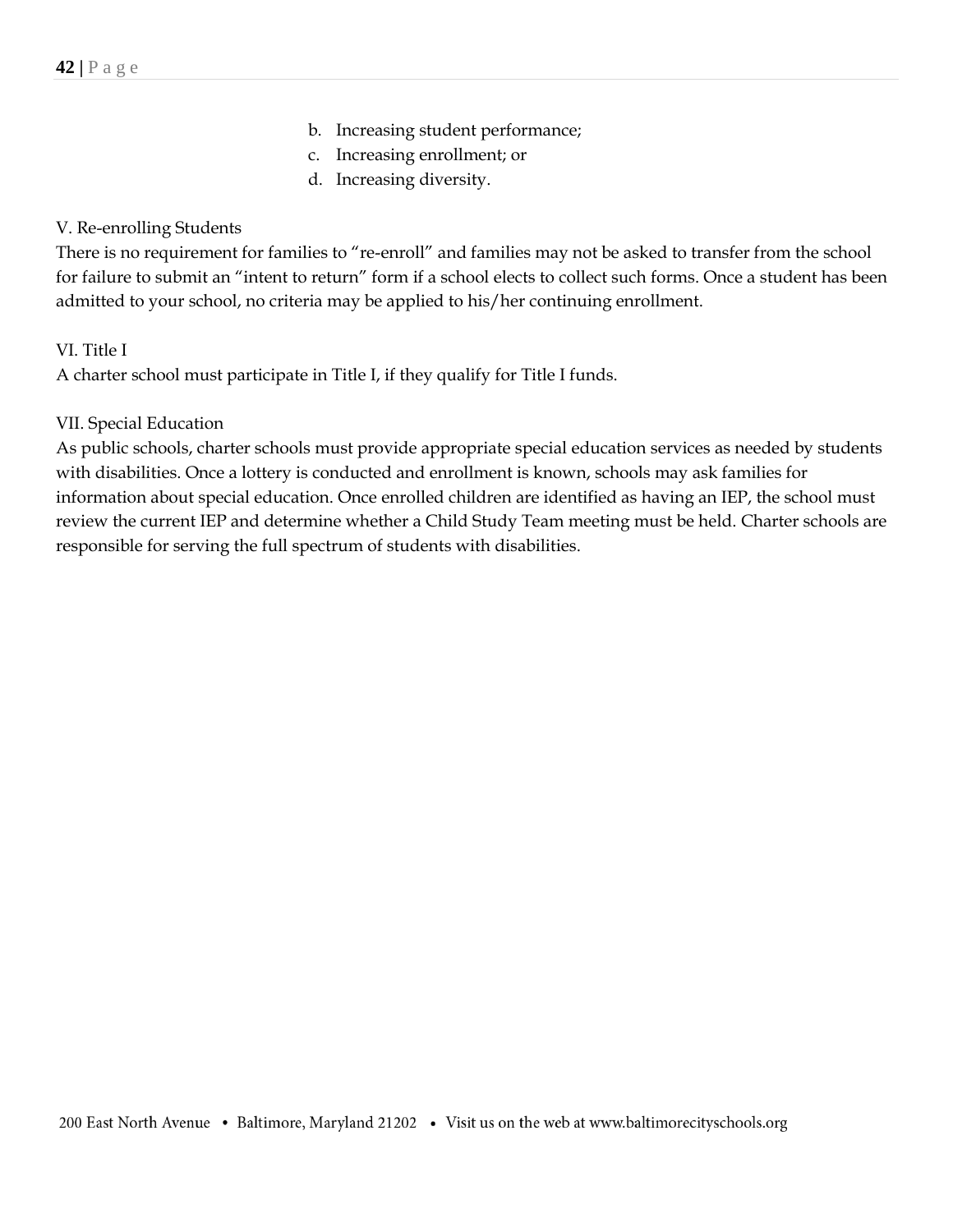b. Increasing student performance;
c. Increasing enrollment; or
d. Increasing diversity.

V. Re-enrolling Students

There is no requirement for families to "re-enroll" and families may not be asked to transfer from the school for failure to submit an "intent to return" form if a school elects to collect such forms. Once a student has been admitted to your school, no criteria may be applied to his/her continuing enrollment.

VI. Title I

A charter school must participate in Title I, if they qualify for Title I funds.

VII. Special Education

As public schools, charter schools must provide appropriate special education services as needed by students with disabilities. Once a lottery is conducted and enrollment is known, schools may ask families for information about special education. Once enrolled children are identified as having an IEP, the school must review the current IEP and determine whether a Child Study Team meeting must be held. Charter schools are responsible for serving the full spectrum of students with disabilities.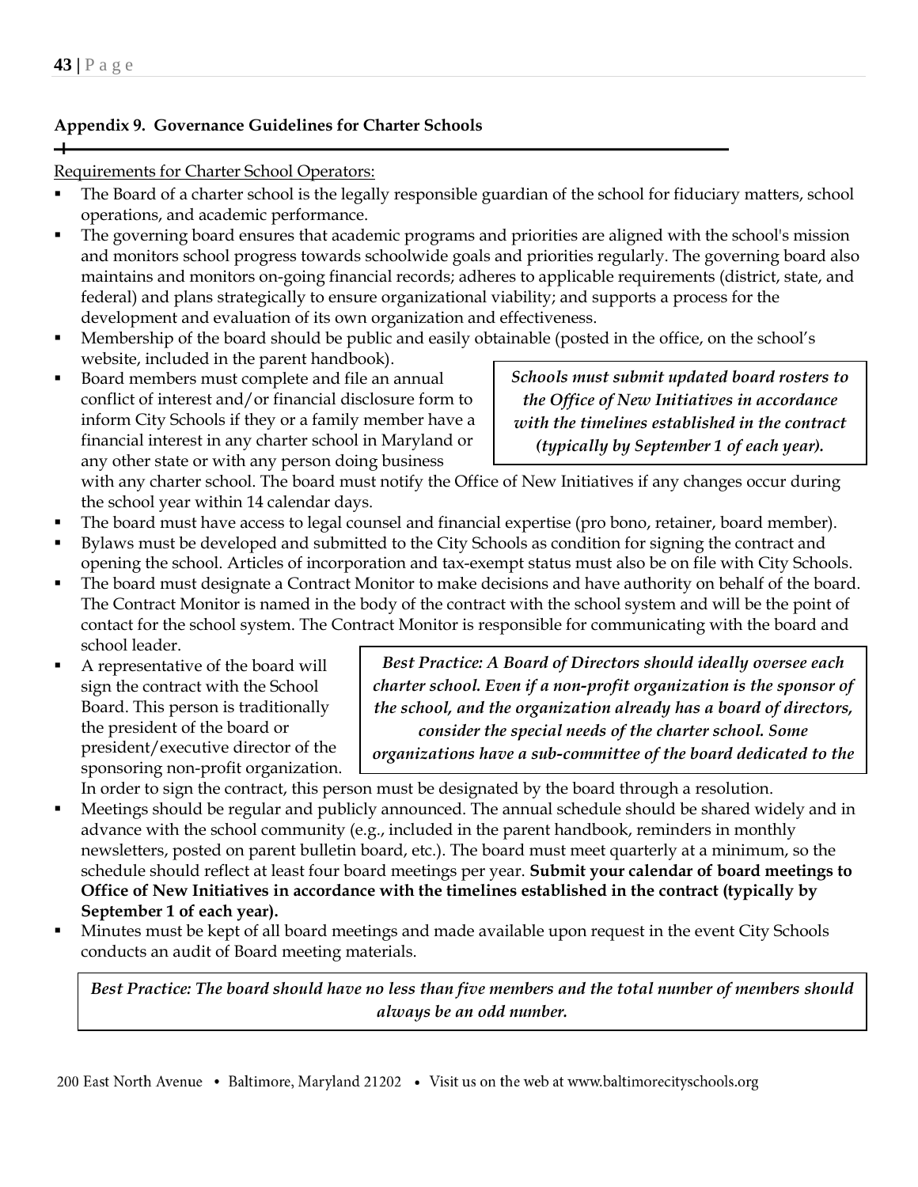## Appendix 9. Governance Guidelines for Charter Schools

Requirements for Charter School Operators:

- The Board of a charter school is the legally responsible guardian of the school for fiduciary matters, school operations, and academic performance.
- The governing board ensures that academic programs and priorities are aligned with the school's mission and monitors school progress towards schoolwide goals and priorities regularly. The governing board also maintains and monitors on-going financial records; adheres to applicable requirements (district, state, and federal) and plans strategically to ensure organizational viability; and supports a process for the development and evaluation of its own organization and effectiveness.
- Membership of the board should be public and easily obtainable (posted in the office, on the school's website, included in the parent handbook).
- Board members must complete and file an annual conflict of interest and/or financial disclosure form to inform City Schools if they or a family member have a financial interest in any charter school in Maryland or any other state or with any person doing business with any charter school. The board must notify the Office of New Initiatives if any changes occur during the school year within 14 calendar days.

> ***Schools must submit updated board rosters to the Office of New Initiatives in accordance with the timelines established in the contract (typically by September 1 of each year).***

- The board must have access to legal counsel and financial expertise (pro bono, retainer, board member).
- Bylaws must be developed and submitted to the City Schools as condition for signing the contract and opening the school. Articles of incorporation and tax-exempt status must also be on file with City Schools.
- The board must designate a Contract Monitor to make decisions and have authority on behalf of the board. The Contract Monitor is named in the body of the contract with the school system and will be the point of contact for the school system. The Contract Monitor is responsible for communicating with the board and school leader.
- A representative of the board will sign the contract with the School Board. This person is traditionally the president of the board or president/executive director of the sponsoring non-profit organization. In order to sign the contract, this person must be designated by the board through a resolution.

> ***Best Practice: A Board of Directors should ideally oversee each charter school. Even if a non-profit organization is the sponsor of the school, and the organization already has a board of directors, consider the special needs of the charter school. Some organizations have a sub-committee of the board dedicated to the***

- Meetings should be regular and publicly announced. The annual schedule should be shared widely and in advance with the school community (e.g., included in the parent handbook, reminders in monthly newsletters, posted on parent bulletin board, etc.). The board must meet quarterly at a minimum, so the schedule should reflect at least four board meetings per year. **Submit your calendar of board meetings to Office of New Initiatives in accordance with the timelines established in the contract (typically by September 1 of each year).**
- Minutes must be kept of all board meetings and made available upon request in the event City Schools conducts an audit of Board meeting materials.

> ***Best Practice: The board should have no less than five members and the total number of members should always be an odd number.***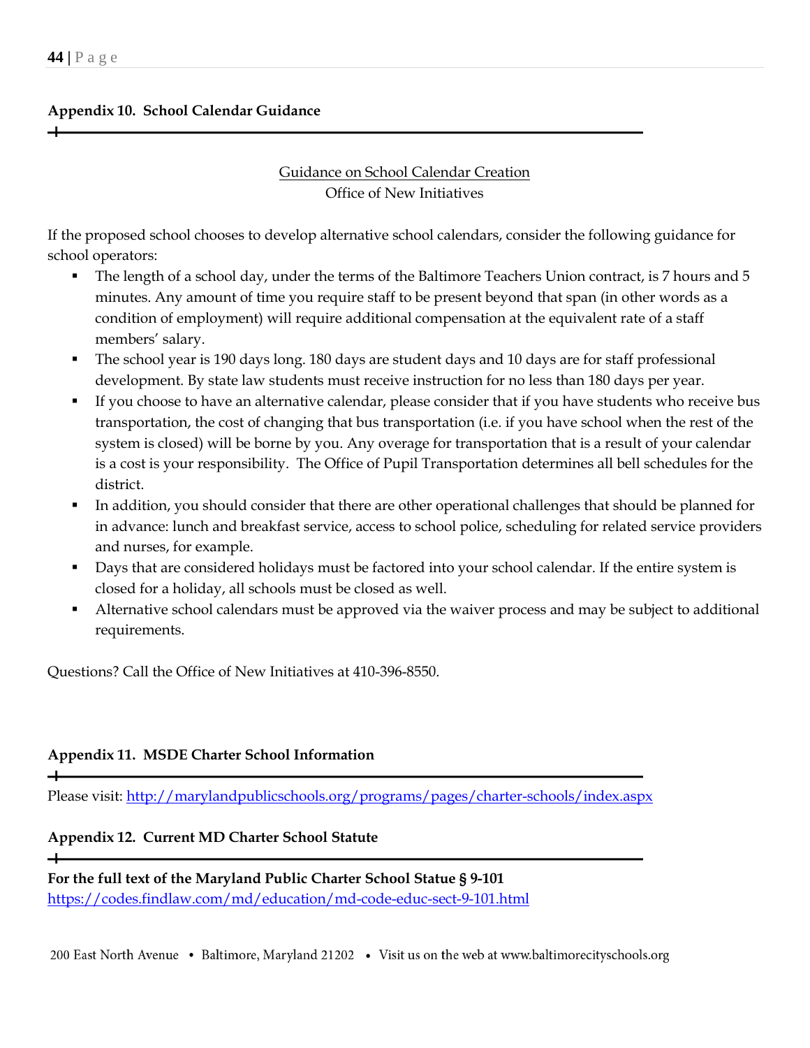## Appendix 10. School Calendar Guidance

Guidance on School Calendar Creation
Office of New Initiatives

If the proposed school chooses to develop alternative school calendars, consider the following guidance for school operators:

- The length of a school day, under the terms of the Baltimore Teachers Union contract, is 7 hours and 5 minutes. Any amount of time you require staff to be present beyond that span (in other words as a condition of employment) will require additional compensation at the equivalent rate of a staff members' salary.
- The school year is 190 days long. 180 days are student days and 10 days are for staff professional development. By state law students must receive instruction for no less than 180 days per year.
- If you choose to have an alternative calendar, please consider that if you have students who receive bus transportation, the cost of changing that bus transportation (i.e. if you have school when the rest of the system is closed) will be borne by you. Any overage for transportation that is a result of your calendar is a cost is your responsibility. The Office of Pupil Transportation determines all bell schedules for the district.
- In addition, you should consider that there are other operational challenges that should be planned for in advance: lunch and breakfast service, access to school police, scheduling for related service providers and nurses, for example.
- Days that are considered holidays must be factored into your school calendar. If the entire system is closed for a holiday, all schools must be closed as well.
- Alternative school calendars must be approved via the waiver process and may be subject to additional requirements.

Questions? Call the Office of New Initiatives at 410-396-8550.

## Appendix 11. MSDE Charter School Information

Please visit: http://marylandpublicschools.org/programs/pages/charter-schools/index.aspx

## Appendix 12. Current MD Charter School Statute

**For the full text of the Maryland Public Charter School Statue § 9-101**
https://codes.findlaw.com/md/education/md-code-educ-sect-9-101.html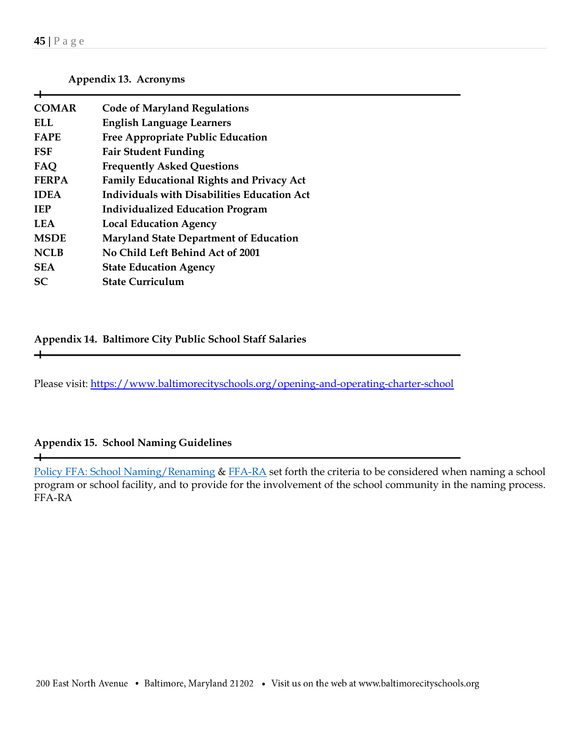## Appendix 13. Acronyms

| | |
|---|---|
| **COMAR** | **Code of Maryland Regulations** |
| **ELL** | **English Language Learners** |
| **FAPE** | **Free Appropriate Public Education** |
| **FSF** | **Fair Student Funding** |
| **FAQ** | **Frequently Asked Questions** |
| **FERPA** | **Family Educational Rights and Privacy Act** |
| **IDEA** | **Individuals with Disabilities Education Act** |
| **IEP** | **Individualized Education Program** |
| **LEA** | **Local Education Agency** |
| **MSDE** | **Maryland State Department of Education** |
| **NCLB** | **No Child Left Behind Act of 2001** |
| **SEA** | **State Education Agency** |
| **SC** | **State Curriculum** |

## Appendix 14. Baltimore City Public School Staff Salaries

Please visit: https://www.baltimorecityschools.org/opening-and-operating-charter-school

## Appendix 15. School Naming Guidelines

Policy FFA: School Naming/Renaming & FFA-RA set forth the criteria to be considered when naming a school program or school facility, and to provide for the involvement of the school community in the naming process. FFA-RA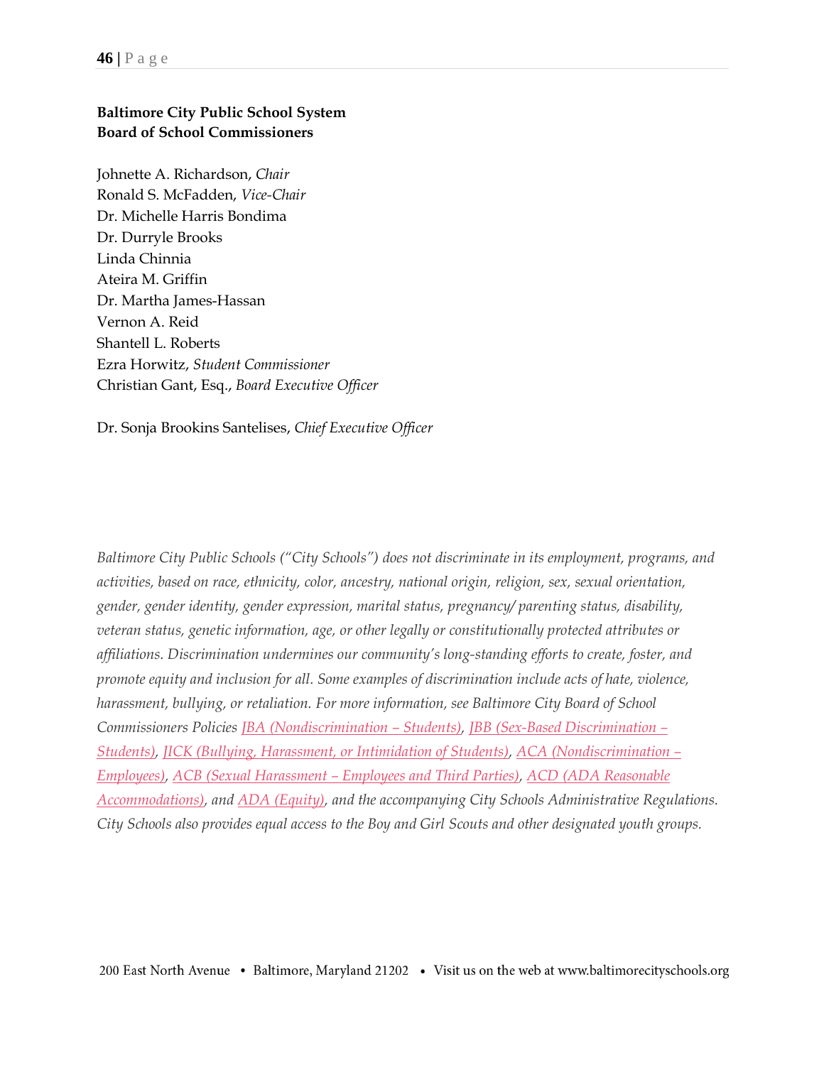**Baltimore City Public School System**
**Board of School Commissioners**

Johnette A. Richardson, *Chair*
Ronald S. McFadden, *Vice-Chair*
Dr. Michelle Harris Bondima
Dr. Durryle Brooks
Linda Chinnia
Ateira M. Griffin
Dr. Martha James-Hassan
Vernon A. Reid
Shantell L. Roberts
Ezra Horwitz, *Student Commissioner*
Christian Gant, Esq., *Board Executive Officer*

Dr. Sonja Brookins Santelises, *Chief Executive Officer*

*Baltimore City Public Schools ("City Schools") does not discriminate in its employment, programs, and activities, based on race, ethnicity, color, ancestry, national origin, religion, sex, sexual orientation, gender, gender identity, gender expression, marital status, pregnancy/ parenting status, disability, veteran status, genetic information, age, or other legally or constitutionally protected attributes or affiliations. Discrimination undermines our community's long-standing efforts to create, foster, and promote equity and inclusion for all. Some examples of discrimination include acts of hate, violence, harassment, bullying, or retaliation. For more information, see Baltimore City Board of School Commissioners Policies JBA (Nondiscrimination – Students), JBB (Sex-Based Discrimination – Students), JICK (Bullying, Harassment, or Intimidation of Students), ACA (Nondiscrimination – Employees), ACB (Sexual Harassment – Employees and Third Parties), ACD (ADA Reasonable Accommodations), and ADA (Equity), and the accompanying City Schools Administrative Regulations. City Schools also provides equal access to the Boy and Girl Scouts and other designated youth groups.*

200 East North Avenue • Baltimore, Maryland 21202 • Visit us on the web at www.baltimorecityschools.org